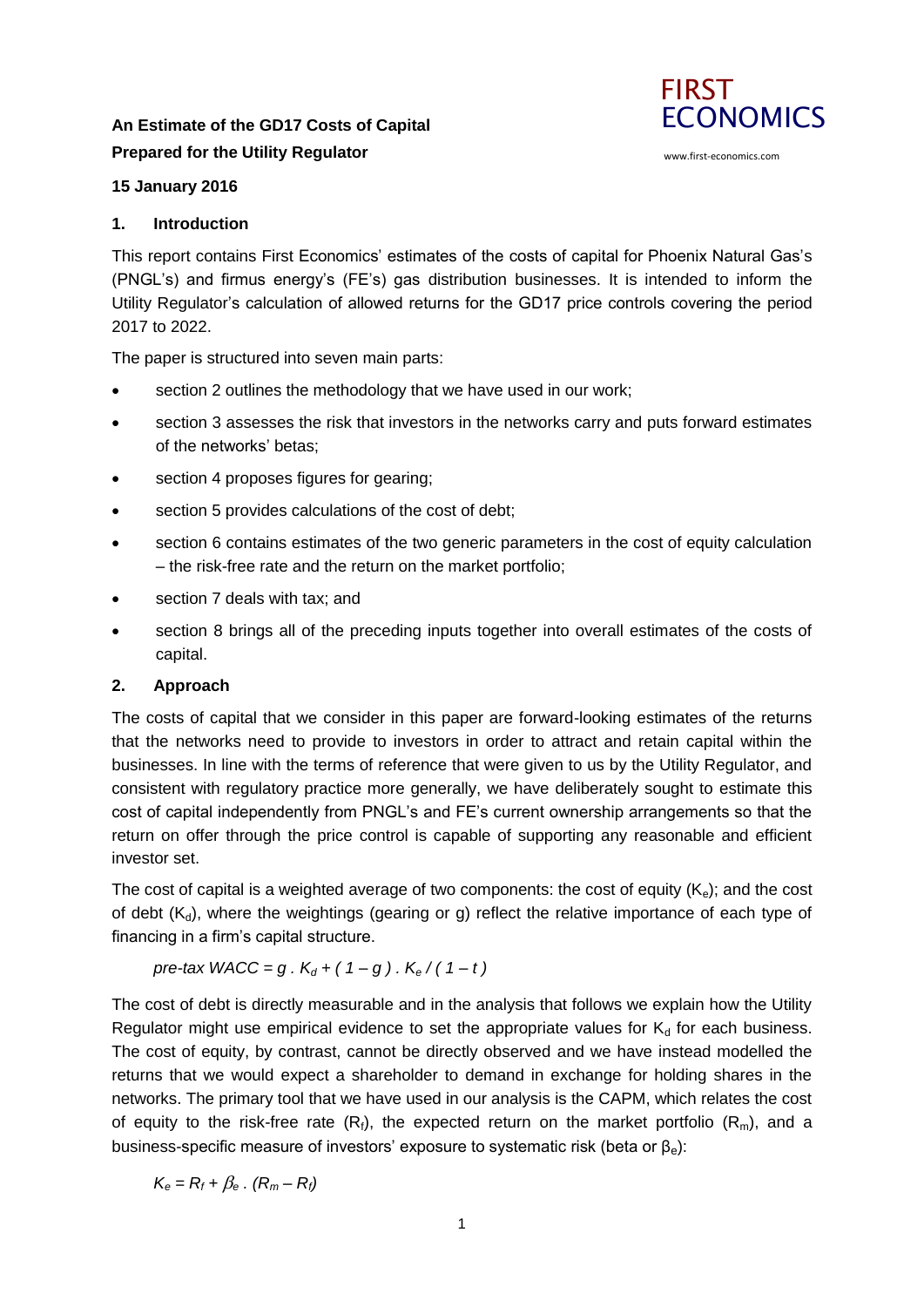**An Estimate of the GD17 Costs of Capital**
**Prepared for the Utility Regulator**

FIRST ECONOMICS

www.first-economics.com

**15 January 2016**

## 1. Introduction

This report contains First Economics' estimates of the costs of capital for Phoenix Natural Gas's (PNGL's) and firmus energy's (FE's) gas distribution businesses. It is intended to inform the Utility Regulator's calculation of allowed returns for the GD17 price controls covering the period 2017 to 2022.

The paper is structured into seven main parts:

- section 2 outlines the methodology that we have used in our work;
- section 3 assesses the risk that investors in the networks carry and puts forward estimates of the networks' betas;
- section 4 proposes figures for gearing;
- section 5 provides calculations of the cost of debt;
- section 6 contains estimates of the two generic parameters in the cost of equity calculation – the risk-free rate and the return on the market portfolio;
- section 7 deals with tax; and
- section 8 brings all of the preceding inputs together into overall estimates of the costs of capital.

## 2. Approach

The costs of capital that we consider in this paper are forward-looking estimates of the returns that the networks need to provide to investors in order to attract and retain capital within the businesses. In line with the terms of reference that were given to us by the Utility Regulator, and consistent with regulatory practice more generally, we have deliberately sought to estimate this cost of capital independently from PNGL's and FE's current ownership arrangements so that the return on offer through the price control is capable of supporting any reasonable and efficient investor set.

The cost of capital is a weighted average of two components: the cost of equity ($K_e$); and the cost of debt ($K_d$), where the weightings (gearing or g) reflect the relative importance of each type of financing in a firm's capital structure.

$$\text{pre-tax WACC} = g \cdot K_d + (1 - g) \cdot K_e / (1 - t)$$

The cost of debt is directly measurable and in the analysis that follows we explain how the Utility Regulator might use empirical evidence to set the appropriate values for $K_d$ for each business. The cost of equity, by contrast, cannot be directly observed and we have instead modelled the returns that we would expect a shareholder to demand in exchange for holding shares in the networks. The primary tool that we have used in our analysis is the CAPM, which relates the cost of equity to the risk-free rate ($R_f$), the expected return on the market portfolio ($R_m$), and a business-specific measure of investors' exposure to systematic risk (beta or $\beta_e$):

$$K_e = R_f + \beta_e \cdot (R_m - R_f)$$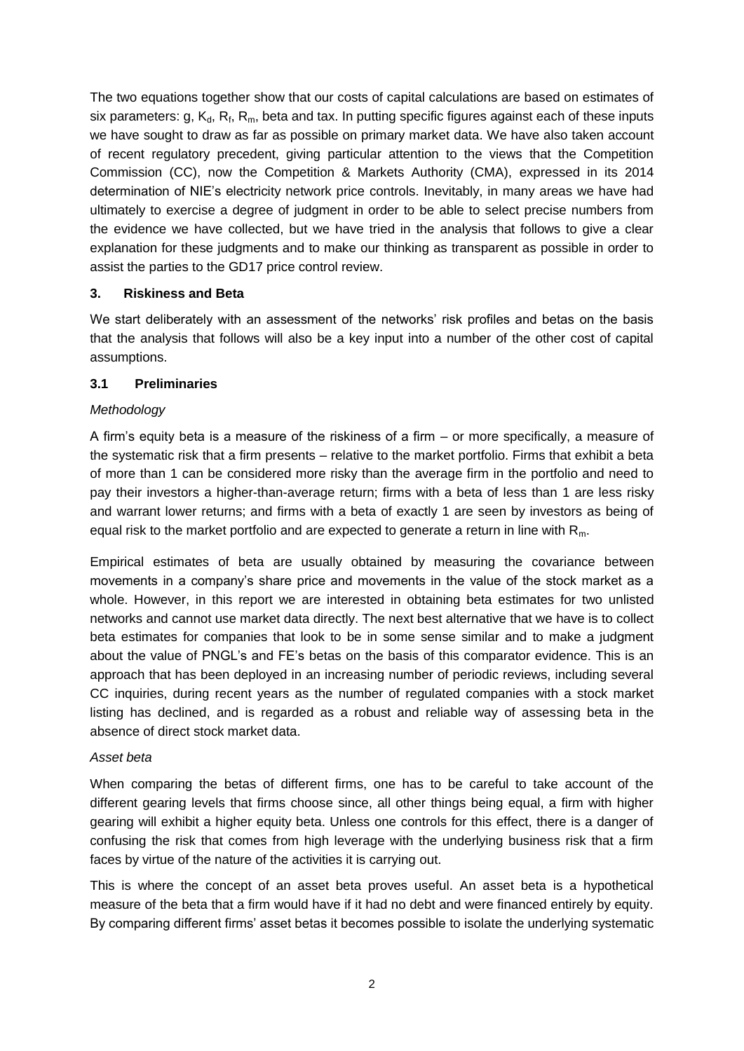The two equations together show that our costs of capital calculations are based on estimates of six parameters: g, $K_d$, $R_f$, $R_m$, beta and tax. In putting specific figures against each of these inputs we have sought to draw as far as possible on primary market data. We have also taken account of recent regulatory precedent, giving particular attention to the views that the Competition Commission (CC), now the Competition & Markets Authority (CMA), expressed in its 2014 determination of NIE's electricity network price controls. Inevitably, in many areas we have had ultimately to exercise a degree of judgment in order to be able to select precise numbers from the evidence we have collected, but we have tried in the analysis that follows to give a clear explanation for these judgments and to make our thinking as transparent as possible in order to assist the parties to the GD17 price control review.

## 3. Riskiness and Beta

We start deliberately with an assessment of the networks' risk profiles and betas on the basis that the analysis that follows will also be a key input into a number of the other cost of capital assumptions.

### 3.1 Preliminaries

*Methodology*

A firm's equity beta is a measure of the riskiness of a firm – or more specifically, a measure of the systematic risk that a firm presents – relative to the market portfolio. Firms that exhibit a beta of more than 1 can be considered more risky than the average firm in the portfolio and need to pay their investors a higher-than-average return; firms with a beta of less than 1 are less risky and warrant lower returns; and firms with a beta of exactly 1 are seen by investors as being of equal risk to the market portfolio and are expected to generate a return in line with $R_m$.

Empirical estimates of beta are usually obtained by measuring the covariance between movements in a company's share price and movements in the value of the stock market as a whole. However, in this report we are interested in obtaining beta estimates for two unlisted networks and cannot use market data directly. The next best alternative that we have is to collect beta estimates for companies that look to be in some sense similar and to make a judgment about the value of PNGL's and FE's betas on the basis of this comparator evidence. This is an approach that has been deployed in an increasing number of periodic reviews, including several CC inquiries, during recent years as the number of regulated companies with a stock market listing has declined, and is regarded as a robust and reliable way of assessing beta in the absence of direct stock market data.

*Asset beta*

When comparing the betas of different firms, one has to be careful to take account of the different gearing levels that firms choose since, all other things being equal, a firm with higher gearing will exhibit a higher equity beta. Unless one controls for this effect, there is a danger of confusing the risk that comes from high leverage with the underlying business risk that a firm faces by virtue of the nature of the activities it is carrying out.

This is where the concept of an asset beta proves useful. An asset beta is a hypothetical measure of the beta that a firm would have if it had no debt and were financed entirely by equity. By comparing different firms' asset betas it becomes possible to isolate the underlying systematic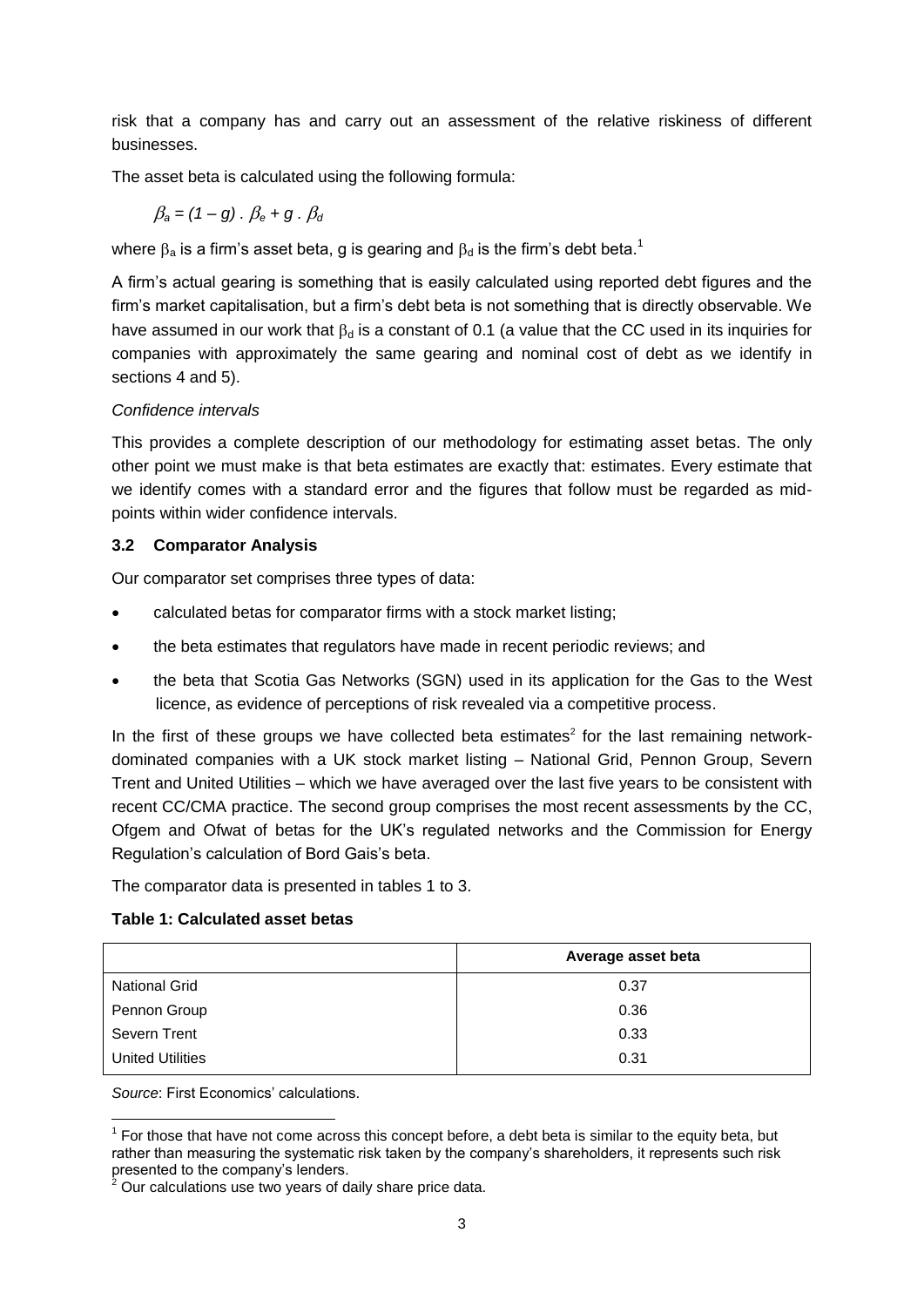risk that a company has and carry out an assessment of the relative riskiness of different businesses.

The asset beta is calculated using the following formula:

$$\beta_a = (1 - g) \cdot \beta_e + g \cdot \beta_d$$

where $\beta_a$ is a firm's asset beta, g is gearing and $\beta_d$ is the firm's debt beta.[1]

A firm's actual gearing is something that is easily calculated using reported debt figures and the firm's market capitalisation, but a firm's debt beta is not something that is directly observable. We have assumed in our work that $\beta_d$ is a constant of 0.1 (a value that the CC used in its inquiries for companies with approximately the same gearing and nominal cost of debt as we identify in sections 4 and 5).

*Confidence intervals*

This provides a complete description of our methodology for estimating asset betas. The only other point we must make is that beta estimates are exactly that: estimates. Every estimate that we identify comes with a standard error and the figures that follow must be regarded as mid-points within wider confidence intervals.

### 3.2 Comparator Analysis

Our comparator set comprises three types of data:

- calculated betas for comparator firms with a stock market listing;
- the beta estimates that regulators have made in recent periodic reviews; and
- the beta that Scotia Gas Networks (SGN) used in its application for the Gas to the West licence, as evidence of perceptions of risk revealed via a competitive process.

In the first of these groups we have collected beta estimates[2] for the last remaining network-dominated companies with a UK stock market listing – National Grid, Pennon Group, Severn Trent and United Utilities – which we have averaged over the last five years to be consistent with recent CC/CMA practice. The second group comprises the most recent assessments by the CC, Ofgem and Ofwat of betas for the UK's regulated networks and the Commission for Energy Regulation's calculation of Bord Gais's beta.

The comparator data is presented in tables 1 to 3.

**Table 1: Calculated asset betas**

| | Average asset beta |
|---|---|
| National Grid | 0.37 |
| Pennon Group | 0.36 |
| Severn Trent | 0.33 |
| United Utilities | 0.31 |

*Source*: First Economics' calculations.

[1] For those that have not come across this concept before, a debt beta is similar to the equity beta, but rather than measuring the systematic risk taken by the company's shareholders, it represents such risk presented to the company's lenders.

[2] Our calculations use two years of daily share price data.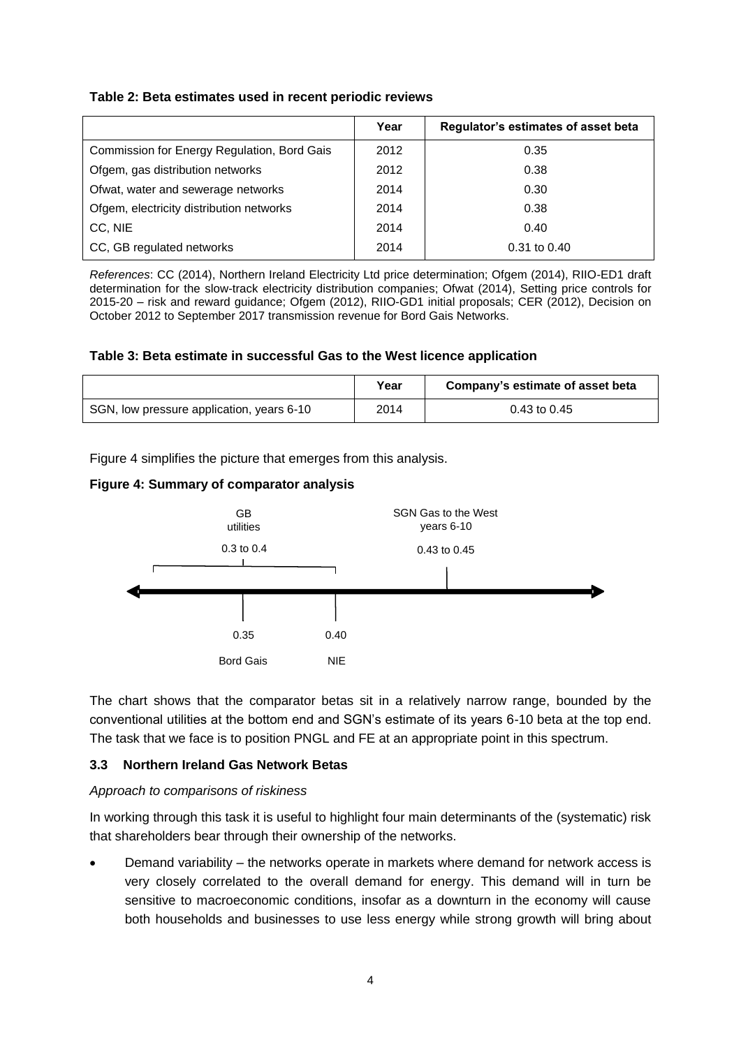**Table 2: Beta estimates used in recent periodic reviews**

| | Year | Regulator's estimates of asset beta |
|---|---|---|
| Commission for Energy Regulation, Bord Gais | 2012 | 0.35 |
| Ofgem, gas distribution networks | 2012 | 0.38 |
| Ofwat, water and sewerage networks | 2014 | 0.30 |
| Ofgem, electricity distribution networks | 2014 | 0.38 |
| CC, NIE | 2014 | 0.40 |
| CC, GB regulated networks | 2014 | 0.31 to 0.40 |

*References*: CC (2014), Northern Ireland Electricity Ltd price determination; Ofgem (2014), RIIO-ED1 draft determination for the slow-track electricity distribution companies; Ofwat (2014), Setting price controls for 2015-20 – risk and reward guidance; Ofgem (2012), RIIO-GD1 initial proposals; CER (2012), Decision on October 2012 to September 2017 transmission revenue for Bord Gais Networks.

**Table 3: Beta estimate in successful Gas to the West licence application**

| | Year | Company's estimate of asset beta |
|---|---|---|
| SGN, low pressure application, years 6-10 | 2014 | 0.43 to 0.45 |

Figure 4 simplifies the picture that emerges from this analysis.

**Figure 4: Summary of comparator analysis**

GB utilities 0.3 to 0.4

SGN Gas to the West years 6-10 0.43 to 0.45

0.35 Bord Gais

0.40 NIE

The chart shows that the comparator betas sit in a relatively narrow range, bounded by the conventional utilities at the bottom end and SGN's estimate of its years 6-10 beta at the top end. The task that we face is to position PNGL and FE at an appropriate point in this spectrum.

### 3.3 Northern Ireland Gas Network Betas

*Approach to comparisons of riskiness*

In working through this task it is useful to highlight four main determinants of the (systematic) risk that shareholders bear through their ownership of the networks.

- Demand variability – the networks operate in markets where demand for network access is very closely correlated to the overall demand for energy. This demand will in turn be sensitive to macroeconomic conditions, insofar as a downturn in the economy will cause both households and businesses to use less energy while strong growth will bring about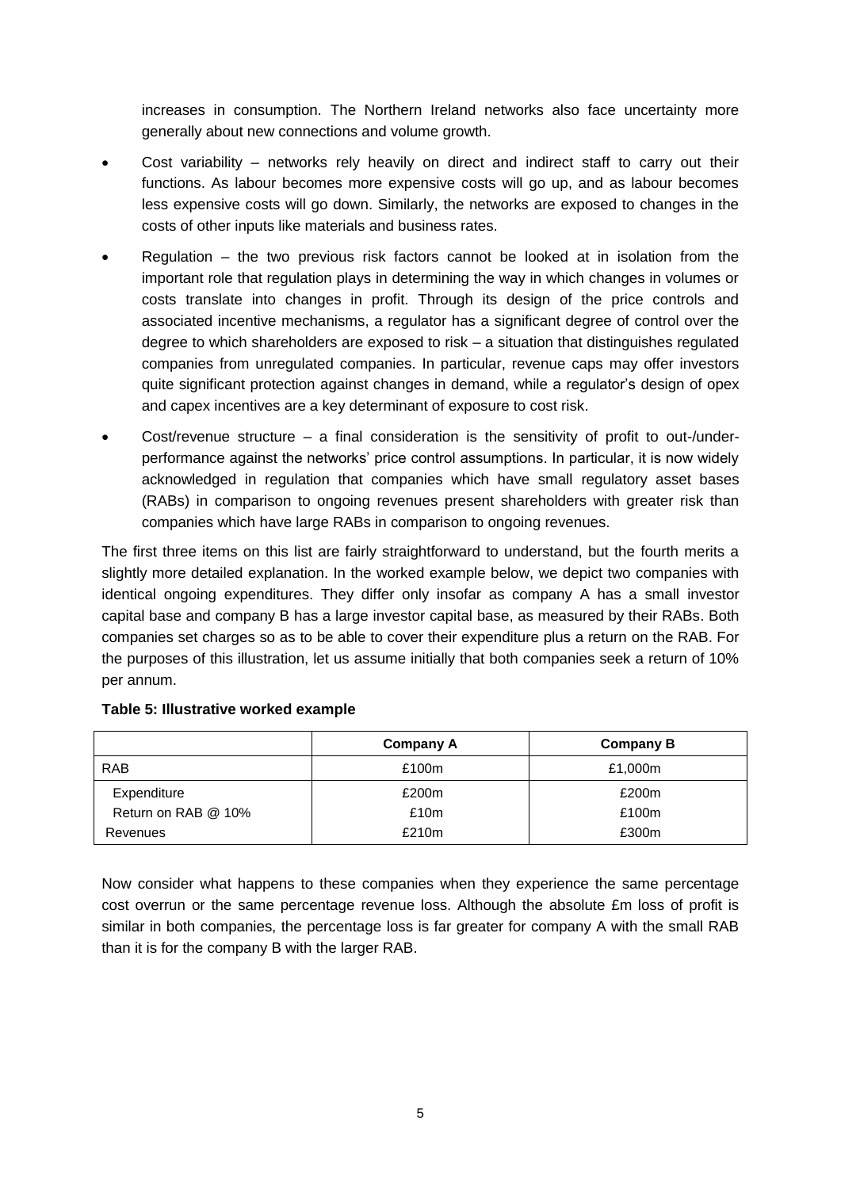increases in consumption. The Northern Ireland networks also face uncertainty more generally about new connections and volume growth.

- Cost variability – networks rely heavily on direct and indirect staff to carry out their functions. As labour becomes more expensive costs will go up, and as labour becomes less expensive costs will go down. Similarly, the networks are exposed to changes in the costs of other inputs like materials and business rates.
- Regulation – the two previous risk factors cannot be looked at in isolation from the important role that regulation plays in determining the way in which changes in volumes or costs translate into changes in profit. Through its design of the price controls and associated incentive mechanisms, a regulator has a significant degree of control over the degree to which shareholders are exposed to risk – a situation that distinguishes regulated companies from unregulated companies. In particular, revenue caps may offer investors quite significant protection against changes in demand, while a regulator's design of opex and capex incentives are a key determinant of exposure to cost risk.
- Cost/revenue structure – a final consideration is the sensitivity of profit to out-/under-performance against the networks' price control assumptions. In particular, it is now widely acknowledged in regulation that companies which have small regulatory asset bases (RABs) in comparison to ongoing revenues present shareholders with greater risk than companies which have large RABs in comparison to ongoing revenues.

The first three items on this list are fairly straightforward to understand, but the fourth merits a slightly more detailed explanation. In the worked example below, we depict two companies with identical ongoing expenditures. They differ only insofar as company A has a small investor capital base and company B has a large investor capital base, as measured by their RABs. Both companies set charges so as to be able to cover their expenditure plus a return on the RAB. For the purposes of this illustration, let us assume initially that both companies seek a return of 10% per annum.

**Table 5: Illustrative worked example**

| | Company A | Company B |
|---|---|---|
| RAB | £100m | £1,000m |
| Expenditure | £200m | £200m |
| Return on RAB @ 10% | £10m | £100m |
| Revenues | £210m | £300m |

Now consider what happens to these companies when they experience the same percentage cost overrun or the same percentage revenue loss. Although the absolute £m loss of profit is similar in both companies, the percentage loss is far greater for company A with the small RAB than it is for the company B with the larger RAB.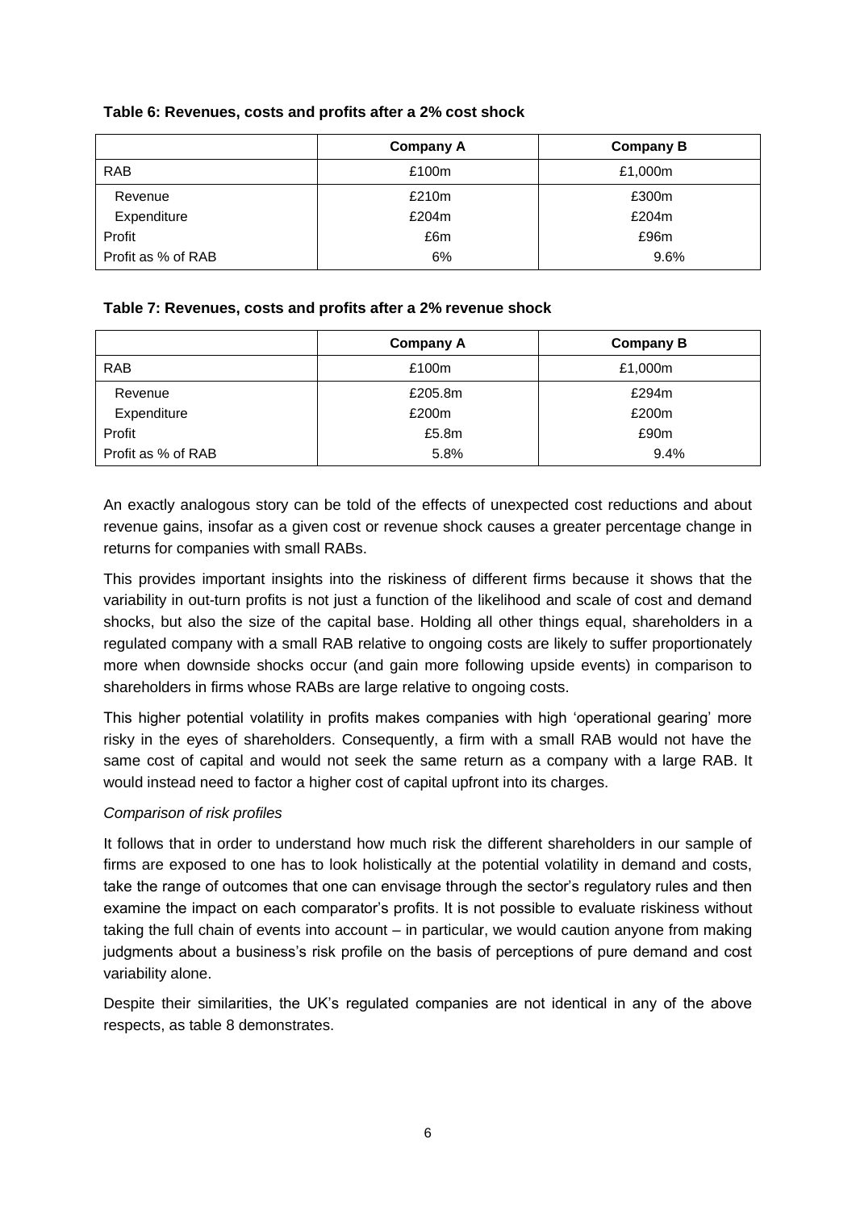**Table 6: Revenues, costs and profits after a 2% cost shock**

| | Company A | Company B |
|---|---|---|
| RAB | £100m | £1,000m |
| Revenue | £210m | £300m |
| Expenditure | £204m | £204m |
| Profit | £6m | £96m |
| Profit as % of RAB | 6% | 9.6% |

**Table 7: Revenues, costs and profits after a 2% revenue shock**

| | Company A | Company B |
|---|---|---|
| RAB | £100m | £1,000m |
| Revenue | £205.8m | £294m |
| Expenditure | £200m | £200m |
| Profit | £5.8m | £90m |
| Profit as % of RAB | 5.8% | 9.4% |

An exactly analogous story can be told of the effects of unexpected cost reductions and about revenue gains, insofar as a given cost or revenue shock causes a greater percentage change in returns for companies with small RABs.

This provides important insights into the riskiness of different firms because it shows that the variability in out-turn profits is not just a function of the likelihood and scale of cost and demand shocks, but also the size of the capital base. Holding all other things equal, shareholders in a regulated company with a small RAB relative to ongoing costs are likely to suffer proportionately more when downside shocks occur (and gain more following upside events) in comparison to shareholders in firms whose RABs are large relative to ongoing costs.

This higher potential volatility in profits makes companies with high 'operational gearing' more risky in the eyes of shareholders. Consequently, a firm with a small RAB would not have the same cost of capital and would not seek the same return as a company with a large RAB. It would instead need to factor a higher cost of capital upfront into its charges.

*Comparison of risk profiles*

It follows that in order to understand how much risk the different shareholders in our sample of firms are exposed to one has to look holistically at the potential volatility in demand and costs, take the range of outcomes that one can envisage through the sector's regulatory rules and then examine the impact on each comparator's profits. It is not possible to evaluate riskiness without taking the full chain of events into account – in particular, we would caution anyone from making judgments about a business's risk profile on the basis of perceptions of pure demand and cost variability alone.

Despite their similarities, the UK's regulated companies are not identical in any of the above respects, as table 8 demonstrates.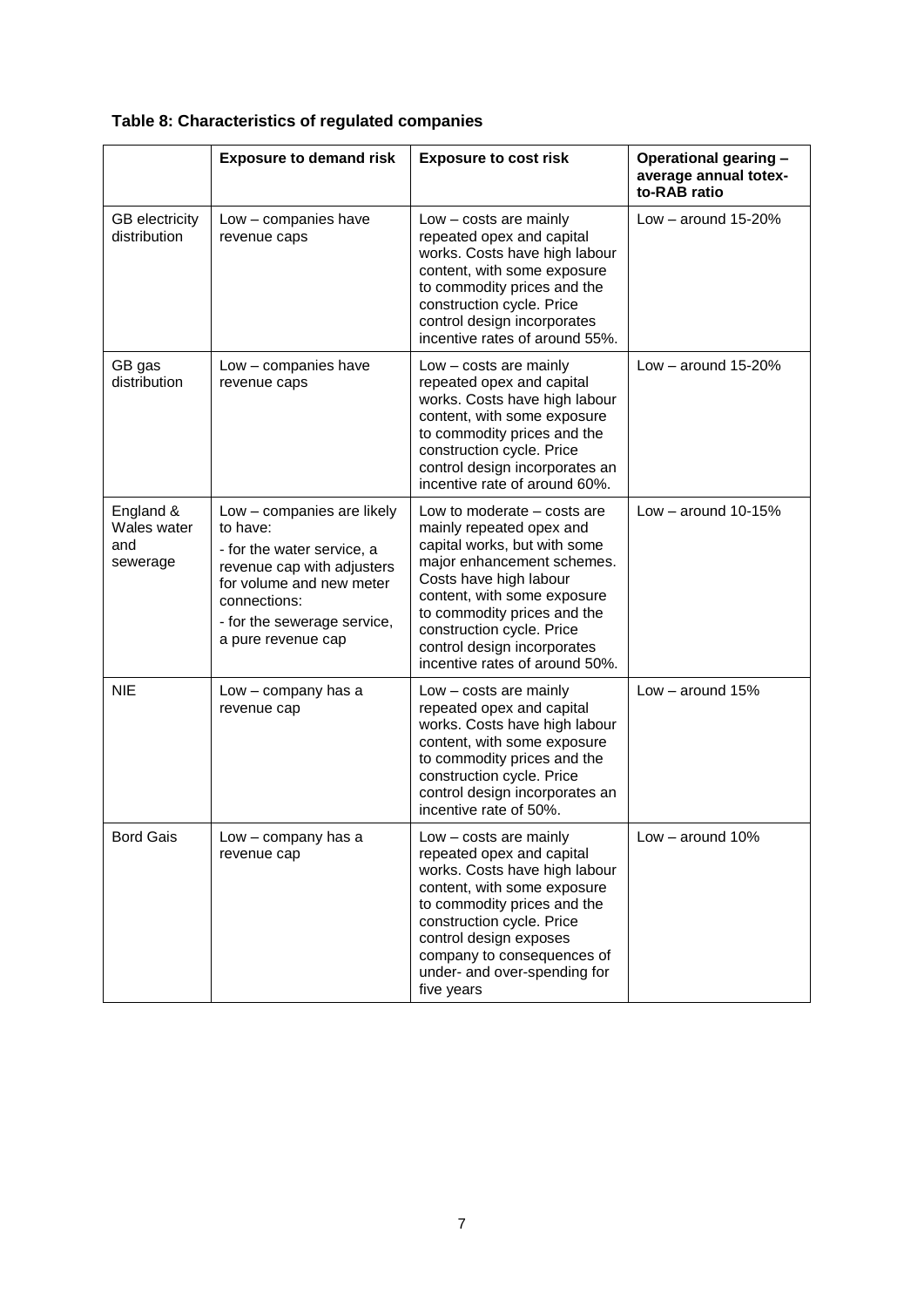**Table 8: Characteristics of regulated companies**

| | Exposure to demand risk | Exposure to cost risk | Operational gearing – average annual totex-to-RAB ratio |
|---|---|---|---|
| GB electricity distribution | Low – companies have revenue caps | Low – costs are mainly repeated opex and capital works. Costs have high labour content, with some exposure to commodity prices and the construction cycle. Price control design incorporates incentive rates of around 55%. | Low – around 15-20% |
| GB gas distribution | Low – companies have revenue caps | Low – costs are mainly repeated opex and capital works. Costs have high labour content, with some exposure to commodity prices and the construction cycle. Price control design incorporates an incentive rate of around 60%. | Low – around 15-20% |
| England & Wales water and sewerage | Low – companies are likely to have:<br>- for the water service, a revenue cap with adjusters for volume and new meter connections:<br>- for the sewerage service, a pure revenue cap | Low to moderate – costs are mainly repeated opex and capital works, but with some major enhancement schemes. Costs have high labour content, with some exposure to commodity prices and the construction cycle. Price control design incorporates incentive rates of around 50%. | Low – around 10-15% |
| NIE | Low – company has a revenue cap | Low – costs are mainly repeated opex and capital works. Costs have high labour content, with some exposure to commodity prices and the construction cycle. Price control design incorporates an incentive rate of 50%. | Low – around 15% |
| Bord Gais | Low – company has a revenue cap | Low – costs are mainly repeated opex and capital works. Costs have high labour content, with some exposure to commodity prices and the construction cycle. Price control design exposes company to consequences of under- and over-spending for five years | Low – around 10% |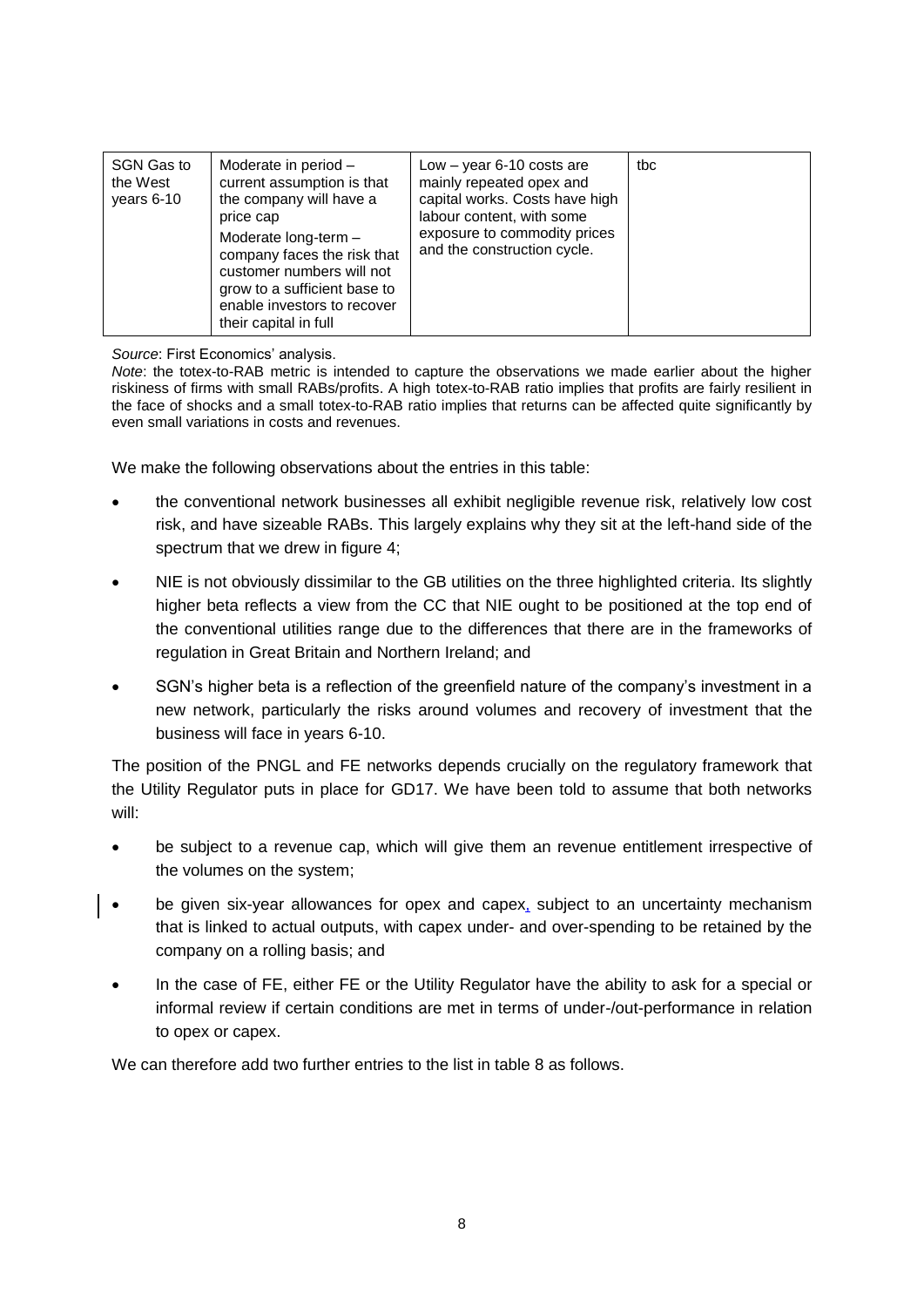| SGN Gas to the West years 6-10 | Moderate in period – current assumption is that the company will have a price cap<br>Moderate long-term – company faces the risk that customer numbers will not grow to a sufficient base to enable investors to recover their capital in full | Low – year 6-10 costs are mainly repeated opex and capital works. Costs have high labour content, with some exposure to commodity prices and the construction cycle. | tbc |
|---|---|---|---|

*Source*: First Economics' analysis.

*Note*: the totex-to-RAB metric is intended to capture the observations we made earlier about the higher riskiness of firms with small RABs/profits. A high totex-to-RAB ratio implies that profits are fairly resilient in the face of shocks and a small totex-to-RAB ratio implies that returns can be affected quite significantly by even small variations in costs and revenues.

We make the following observations about the entries in this table:

- the conventional network businesses all exhibit negligible revenue risk, relatively low cost risk, and have sizeable RABs. This largely explains why they sit at the left-hand side of the spectrum that we drew in figure 4;
- NIE is not obviously dissimilar to the GB utilities on the three highlighted criteria. Its slightly higher beta reflects a view from the CC that NIE ought to be positioned at the top end of the conventional utilities range due to the differences that there are in the frameworks of regulation in Great Britain and Northern Ireland; and
- SGN's higher beta is a reflection of the greenfield nature of the company's investment in a new network, particularly the risks around volumes and recovery of investment that the business will face in years 6-10.

The position of the PNGL and FE networks depends crucially on the regulatory framework that the Utility Regulator puts in place for GD17. We have been told to assume that both networks will:

- be subject to a revenue cap, which will give them an revenue entitlement irrespective of the volumes on the system;
- be given six-year allowances for opex and capex, subject to an uncertainty mechanism that is linked to actual outputs, with capex under- and over-spending to be retained by the company on a rolling basis; and
- In the case of FE, either FE or the Utility Regulator have the ability to ask for a special or informal review if certain conditions are met in terms of under-/out-performance in relation to opex or capex.

We can therefore add two further entries to the list in table 8 as follows.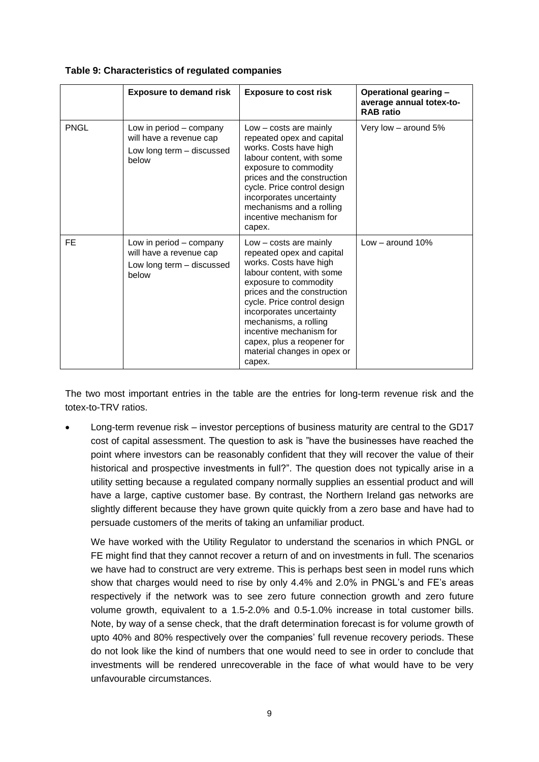**Table 9: Characteristics of regulated companies**

| | Exposure to demand risk | Exposure to cost risk | Operational gearing – average annual totex-to-RAB ratio |
|---|---|---|---|
| PNGL | Low in period – company will have a revenue cap<br>Low long term – discussed below | Low – costs are mainly repeated opex and capital works. Costs have high labour content, with some exposure to commodity prices and the construction cycle. Price control design incorporates uncertainty mechanisms and a rolling incentive mechanism for capex. | Very low – around 5% |
| FE | Low in period – company will have a revenue cap<br>Low long term – discussed below | Low – costs are mainly repeated opex and capital works. Costs have high labour content, with some exposure to commodity prices and the construction cycle. Price control design incorporates uncertainty mechanisms, a rolling incentive mechanism for capex, plus a reopener for material changes in opex or capex. | Low – around 10% |

The two most important entries in the table are the entries for long-term revenue risk and the totex-to-TRV ratios.

- Long-term revenue risk – investor perceptions of business maturity are central to the GD17 cost of capital assessment. The question to ask is "have the businesses have reached the point where investors can be reasonably confident that they will recover the value of their historical and prospective investments in full?". The question does not typically arise in a utility setting because a regulated company normally supplies an essential product and will have a large, captive customer base. By contrast, the Northern Ireland gas networks are slightly different because they have grown quite quickly from a zero base and have had to persuade customers of the merits of taking an unfamiliar product.

  We have worked with the Utility Regulator to understand the scenarios in which PNGL or FE might find that they cannot recover a return of and on investments in full. The scenarios we have had to construct are very extreme. This is perhaps best seen in model runs which show that charges would need to rise by only 4.4% and 2.0% in PNGL's and FE's areas respectively if the network was to see zero future connection growth and zero future volume growth, equivalent to a 1.5-2.0% and 0.5-1.0% increase in total customer bills. Note, by way of a sense check, that the draft determination forecast is for volume growth of upto 40% and 80% respectively over the companies' full revenue recovery periods. These do not look like the kind of numbers that one would need to see in order to conclude that investments will be rendered unrecoverable in the face of what would have to be very unfavourable circumstances.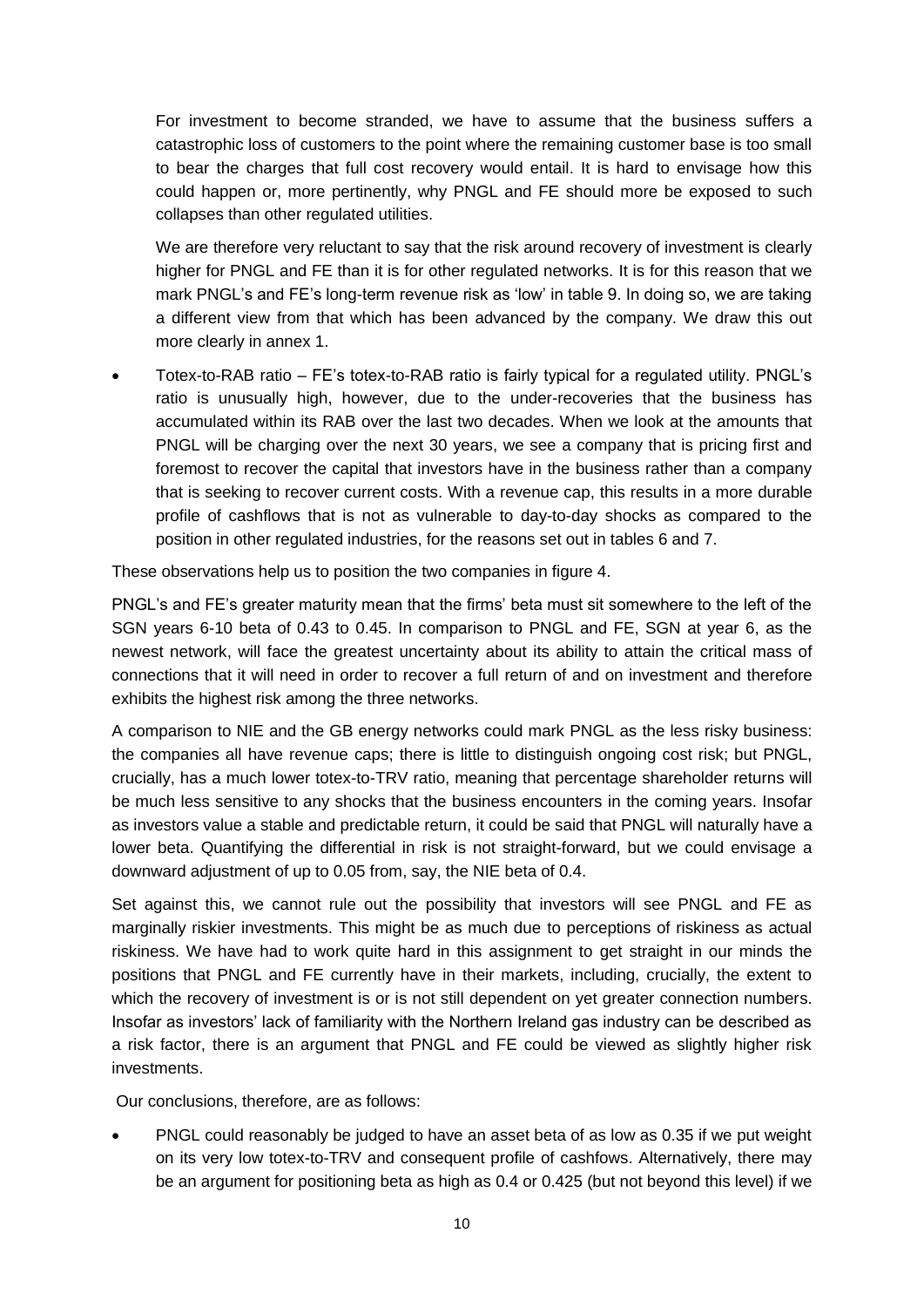For investment to become stranded, we have to assume that the business suffers a catastrophic loss of customers to the point where the remaining customer base is too small to bear the charges that full cost recovery would entail. It is hard to envisage how this could happen or, more pertinently, why PNGL and FE should more be exposed to such collapses than other regulated utilities.

We are therefore very reluctant to say that the risk around recovery of investment is clearly higher for PNGL and FE than it is for other regulated networks. It is for this reason that we mark PNGL's and FE's long-term revenue risk as 'low' in table 9. In doing so, we are taking a different view from that which has been advanced by the company. We draw this out more clearly in annex 1.

- Totex-to-RAB ratio – FE's totex-to-RAB ratio is fairly typical for a regulated utility. PNGL's ratio is unusually high, however, due to the under-recoveries that the business has accumulated within its RAB over the last two decades. When we look at the amounts that PNGL will be charging over the next 30 years, we see a company that is pricing first and foremost to recover the capital that investors have in the business rather than a company that is seeking to recover current costs. With a revenue cap, this results in a more durable profile of cashflows that is not as vulnerable to day-to-day shocks as compared to the position in other regulated industries, for the reasons set out in tables 6 and 7.

These observations help us to position the two companies in figure 4.

PNGL's and FE's greater maturity mean that the firms' beta must sit somewhere to the left of the SGN years 6-10 beta of 0.43 to 0.45. In comparison to PNGL and FE, SGN at year 6, as the newest network, will face the greatest uncertainty about its ability to attain the critical mass of connections that it will need in order to recover a full return of and on investment and therefore exhibits the highest risk among the three networks.

A comparison to NIE and the GB energy networks could mark PNGL as the less risky business: the companies all have revenue caps; there is little to distinguish ongoing cost risk; but PNGL, crucially, has a much lower totex-to-TRV ratio, meaning that percentage shareholder returns will be much less sensitive to any shocks that the business encounters in the coming years. Insofar as investors value a stable and predictable return, it could be said that PNGL will naturally have a lower beta. Quantifying the differential in risk is not straight-forward, but we could envisage a downward adjustment of up to 0.05 from, say, the NIE beta of 0.4.

Set against this, we cannot rule out the possibility that investors will see PNGL and FE as marginally riskier investments. This might be as much due to perceptions of riskiness as actual riskiness. We have had to work quite hard in this assignment to get straight in our minds the positions that PNGL and FE currently have in their markets, including, crucially, the extent to which the recovery of investment is or is not still dependent on yet greater connection numbers. Insofar as investors' lack of familiarity with the Northern Ireland gas industry can be described as a risk factor, there is an argument that PNGL and FE could be viewed as slightly higher risk investments.

Our conclusions, therefore, are as follows:

- PNGL could reasonably be judged to have an asset beta of as low as 0.35 if we put weight on its very low totex-to-TRV and consequent profile of cashfows. Alternatively, there may be an argument for positioning beta as high as 0.4 or 0.425 (but not beyond this level) if we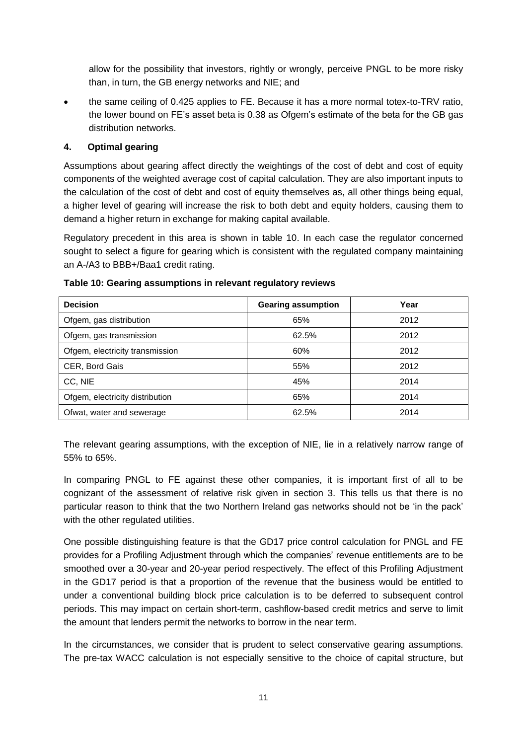allow for the possibility that investors, rightly or wrongly, perceive PNGL to be more risky than, in turn, the GB energy networks and NIE; and

- the same ceiling of 0.425 applies to FE. Because it has a more normal totex-to-TRV ratio, the lower bound on FE's asset beta is 0.38 as Ofgem's estimate of the beta for the GB gas distribution networks.

## 4. Optimal gearing

Assumptions about gearing affect directly the weightings of the cost of debt and cost of equity components of the weighted average cost of capital calculation. They are also important inputs to the calculation of the cost of debt and cost of equity themselves as, all other things being equal, a higher level of gearing will increase the risk to both debt and equity holders, causing them to demand a higher return in exchange for making capital available.

Regulatory precedent in this area is shown in table 10. In each case the regulator concerned sought to select a figure for gearing which is consistent with the regulated company maintaining an A-/A3 to BBB+/Baa1 credit rating.

**Table 10: Gearing assumptions in relevant regulatory reviews**

| Decision | Gearing assumption | Year |
|---|---|---|
| Ofgem, gas distribution | 65% | 2012 |
| Ofgem, gas transmission | 62.5% | 2012 |
| Ofgem, electricity transmission | 60% | 2012 |
| CER, Bord Gais | 55% | 2012 |
| CC, NIE | 45% | 2014 |
| Ofgem, electricity distribution | 65% | 2014 |
| Ofwat, water and sewerage | 62.5% | 2014 |

The relevant gearing assumptions, with the exception of NIE, lie in a relatively narrow range of 55% to 65%.

In comparing PNGL to FE against these other companies, it is important first of all to be cognizant of the assessment of relative risk given in section 3. This tells us that there is no particular reason to think that the two Northern Ireland gas networks should not be 'in the pack' with the other regulated utilities.

One possible distinguishing feature is that the GD17 price control calculation for PNGL and FE provides for a Profiling Adjustment through which the companies' revenue entitlements are to be smoothed over a 30-year and 20-year period respectively. The effect of this Profiling Adjustment in the GD17 period is that a proportion of the revenue that the business would be entitled to under a conventional building block price calculation is to be deferred to subsequent control periods. This may impact on certain short-term, cashflow-based credit metrics and serve to limit the amount that lenders permit the networks to borrow in the near term.

In the circumstances, we consider that is prudent to select conservative gearing assumptions. The pre-tax WACC calculation is not especially sensitive to the choice of capital structure, but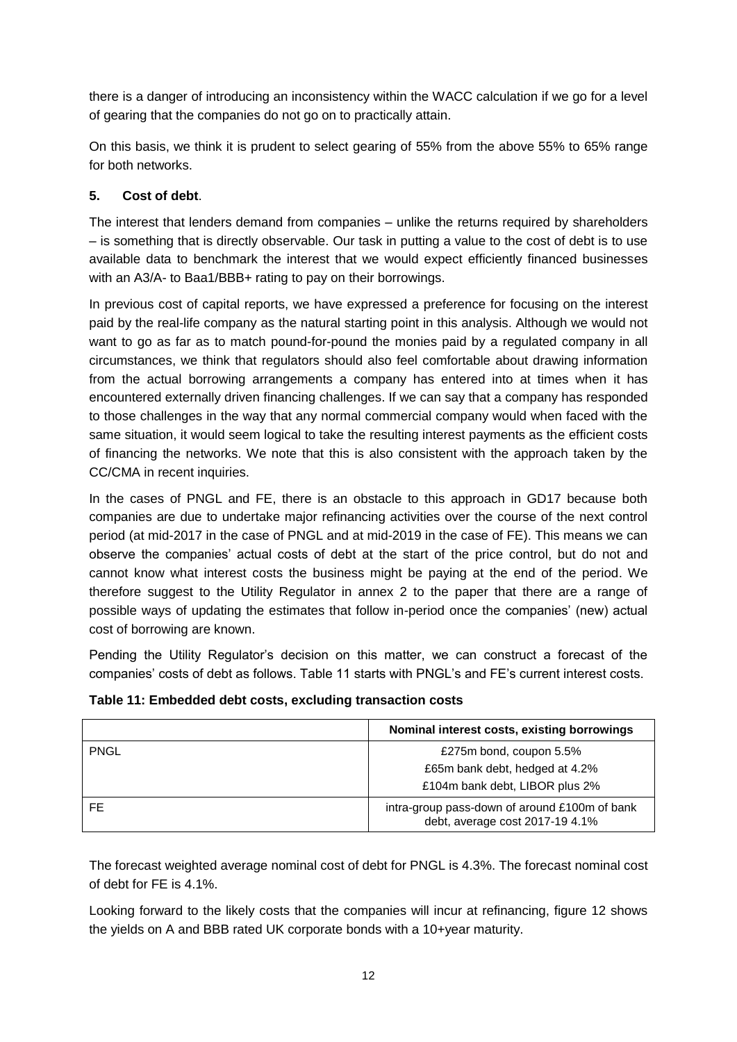there is a danger of introducing an inconsistency within the WACC calculation if we go for a level of gearing that the companies do not go on to practically attain.

On this basis, we think it is prudent to select gearing of 55% from the above 55% to 65% range for both networks.

**5. Cost of debt**.

The interest that lenders demand from companies – unlike the returns required by shareholders – is something that is directly observable. Our task in putting a value to the cost of debt is to use available data to benchmark the interest that we would expect efficiently financed businesses with an A3/A- to Baa1/BBB+ rating to pay on their borrowings.

In previous cost of capital reports, we have expressed a preference for focusing on the interest paid by the real-life company as the natural starting point in this analysis. Although we would not want to go as far as to match pound-for-pound the monies paid by a regulated company in all circumstances, we think that regulators should also feel comfortable about drawing information from the actual borrowing arrangements a company has entered into at times when it has encountered externally driven financing challenges. If we can say that a company has responded to those challenges in the way that any normal commercial company would when faced with the same situation, it would seem logical to take the resulting interest payments as the efficient costs of financing the networks. We note that this is also consistent with the approach taken by the CC/CMA in recent inquiries.

In the cases of PNGL and FE, there is an obstacle to this approach in GD17 because both companies are due to undertake major refinancing activities over the course of the next control period (at mid-2017 in the case of PNGL and at mid-2019 in the case of FE). This means we can observe the companies' actual costs of debt at the start of the price control, but do not and cannot know what interest costs the business might be paying at the end of the period. We therefore suggest to the Utility Regulator in annex 2 to the paper that there are a range of possible ways of updating the estimates that follow in-period once the companies' (new) actual cost of borrowing are known.

Pending the Utility Regulator's decision on this matter, we can construct a forecast of the companies' costs of debt as follows. Table 11 starts with PNGL's and FE's current interest costs.

**Table 11: Embedded debt costs, excluding transaction costs**

| | Nominal interest costs, existing borrowings |
|---|---|
| PNGL | £275m bond, coupon 5.5%<br>£65m bank debt, hedged at 4.2%<br>£104m bank debt, LIBOR plus 2% |
| FE | intra-group pass-down of around £100m of bank debt, average cost 2017-19 4.1% |

The forecast weighted average nominal cost of debt for PNGL is 4.3%. The forecast nominal cost of debt for FE is 4.1%.

Looking forward to the likely costs that the companies will incur at refinancing, figure 12 shows the yields on A and BBB rated UK corporate bonds with a 10+year maturity.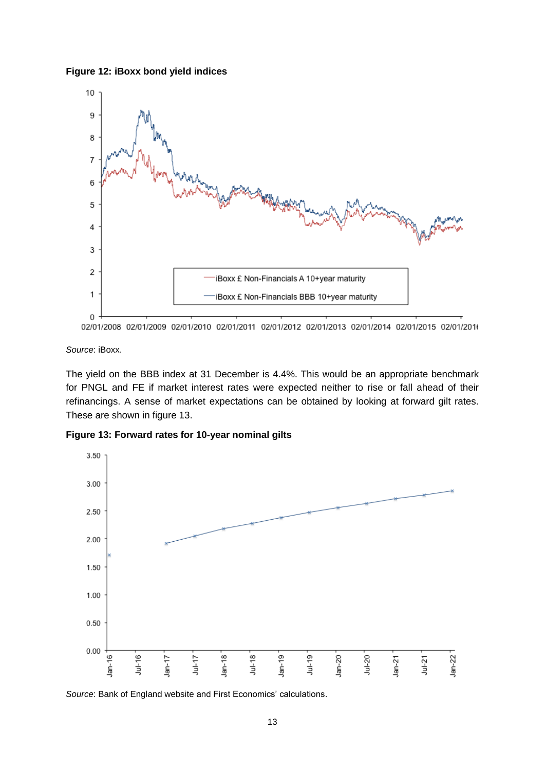**Figure 12: iBoxx bond yield indices**

*Source*: iBoxx.

The yield on the BBB index at 31 December is 4.4%. This would be an appropriate benchmark for PNGL and FE if market interest rates were expected neither to rise or fall ahead of their refinancings. A sense of market expectations can be obtained by looking at forward gilt rates. These are shown in figure 13.

**Figure 13: Forward rates for 10-year nominal gilts**

*Source*: Bank of England website and First Economics' calculations.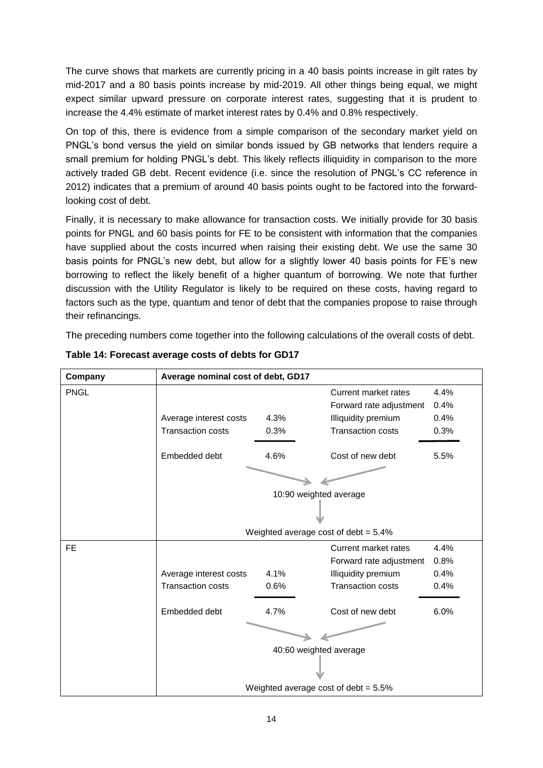The curve shows that markets are currently pricing in a 40 basis points increase in gilt rates by mid-2017 and a 80 basis points increase by mid-2019. All other things being equal, we might expect similar upward pressure on corporate interest rates, suggesting that it is prudent to increase the 4.4% estimate of market interest rates by 0.4% and 0.8% respectively.

On top of this, there is evidence from a simple comparison of the secondary market yield on PNGL's bond versus the yield on similar bonds issued by GB networks that lenders require a small premium for holding PNGL's debt. This likely reflects illiquidity in comparison to the more actively traded GB debt. Recent evidence (i.e. since the resolution of PNGL's CC reference in 2012) indicates that a premium of around 40 basis points ought to be factored into the forward-looking cost of debt.

Finally, it is necessary to make allowance for transaction costs. We initially provide for 30 basis points for PNGL and 60 basis points for FE to be consistent with information that the companies have supplied about the costs incurred when raising their existing debt. We use the same 30 basis points for PNGL's new debt, but allow for a slightly lower 40 basis points for FE's new borrowing to reflect the likely benefit of a higher quantum of borrowing. We note that further discussion with the Utility Regulator is likely to be required on these costs, having regard to factors such as the type, quantum and tenor of debt that the companies propose to raise through their refinancings.

The preceding numbers come together into the following calculations of the overall costs of debt.

**Table 14: Forecast average costs of debts for GD17**

| Company | Average nominal cost of debt, GD17 | | | |
|---|---|---|---|---|
| PNGL | | | Current market rates | 4.4% |
| | | | Forward rate adjustment | 0.4% |
| | Average interest costs | 4.3% | Illiquidity premium | 0.4% |
| | Transaction costs | 0.3% | Transaction costs | 0.3% |
| | Embedded debt | 4.6% | Cost of new debt | 5.5% |
| | 10:90 weighted average | | | |
| | Weighted average cost of debt = 5.4% | | | |
| FE | | | Current market rates | 4.4% |
| | | | Forward rate adjustment | 0.8% |
| | Average interest costs | 4.1% | Illiquidity premium | 0.4% |
| | Transaction costs | 0.6% | Transaction costs | 0.4% |
| | Embedded debt | 4.7% | Cost of new debt | 6.0% |
| | 40:60 weighted average | | | |
| | Weighted average cost of debt = 5.5% | | | |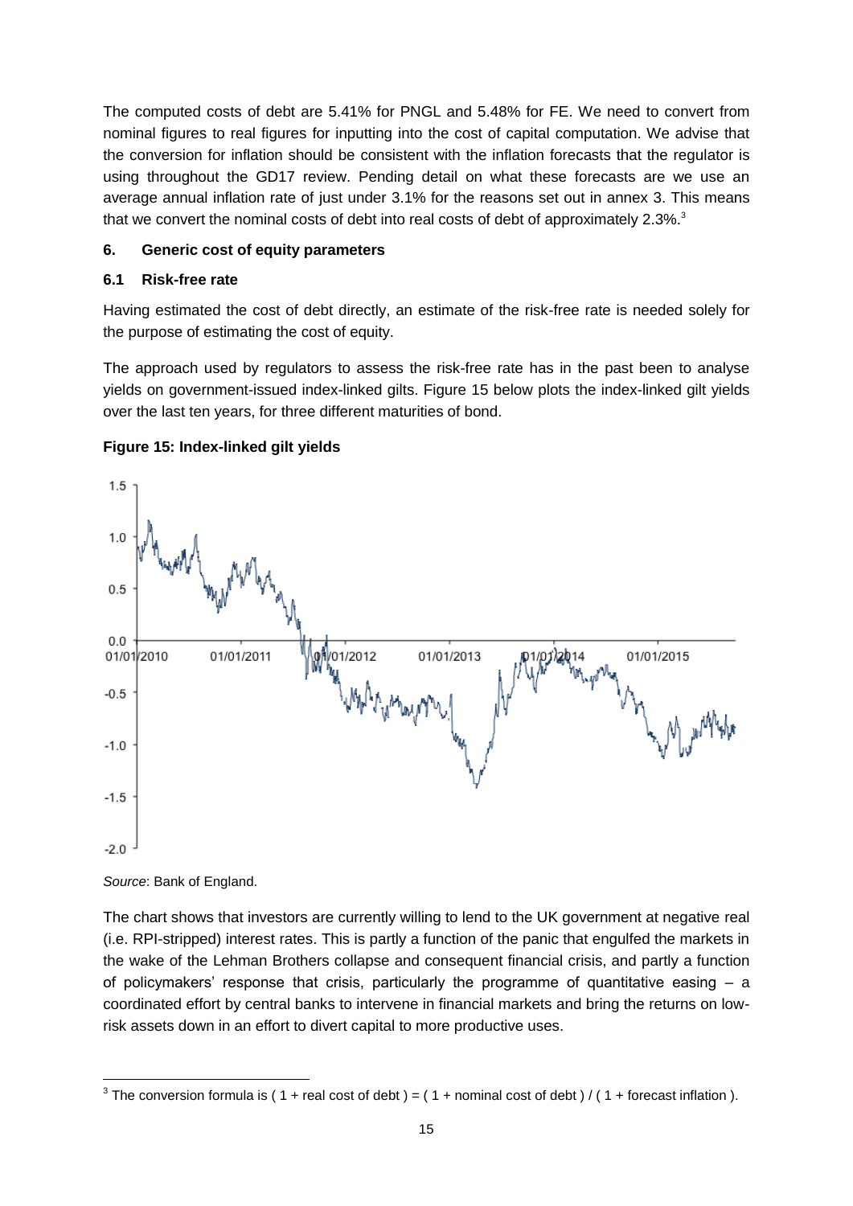The computed costs of debt are 5.41% for PNGL and 5.48% for FE. We need to convert from nominal figures to real figures for inputting into the cost of capital computation. We advise that the conversion for inflation should be consistent with the inflation forecasts that the regulator is using throughout the GD17 review. Pending detail on what these forecasts are we use an average annual inflation rate of just under 3.1% for the reasons set out in annex 3. This means that we convert the nominal costs of debt into real costs of debt of approximately 2.3%.[3]

## 6. Generic cost of equity parameters

### 6.1 Risk-free rate

Having estimated the cost of debt directly, an estimate of the risk-free rate is needed solely for the purpose of estimating the cost of equity.

The approach used by regulators to assess the risk-free rate has in the past been to analyse yields on government-issued index-linked gilts. Figure 15 below plots the index-linked gilt yields over the last ten years, for three different maturities of bond.

**Figure 15: Index-linked gilt yields**

*Source*: Bank of England.

The chart shows that investors are currently willing to lend to the UK government at negative real (i.e. RPI-stripped) interest rates. This is partly a function of the panic that engulfed the markets in the wake of the Lehman Brothers collapse and consequent financial crisis, and partly a function of policymakers' response that crisis, particularly the programme of quantitative easing – a coordinated effort by central banks to intervene in financial markets and bring the returns on low-risk assets down in an effort to divert capital to more productive uses.

[3] The conversion formula is ( 1 + real cost of debt ) = ( 1 + nominal cost of debt ) / ( 1 + forecast inflation ).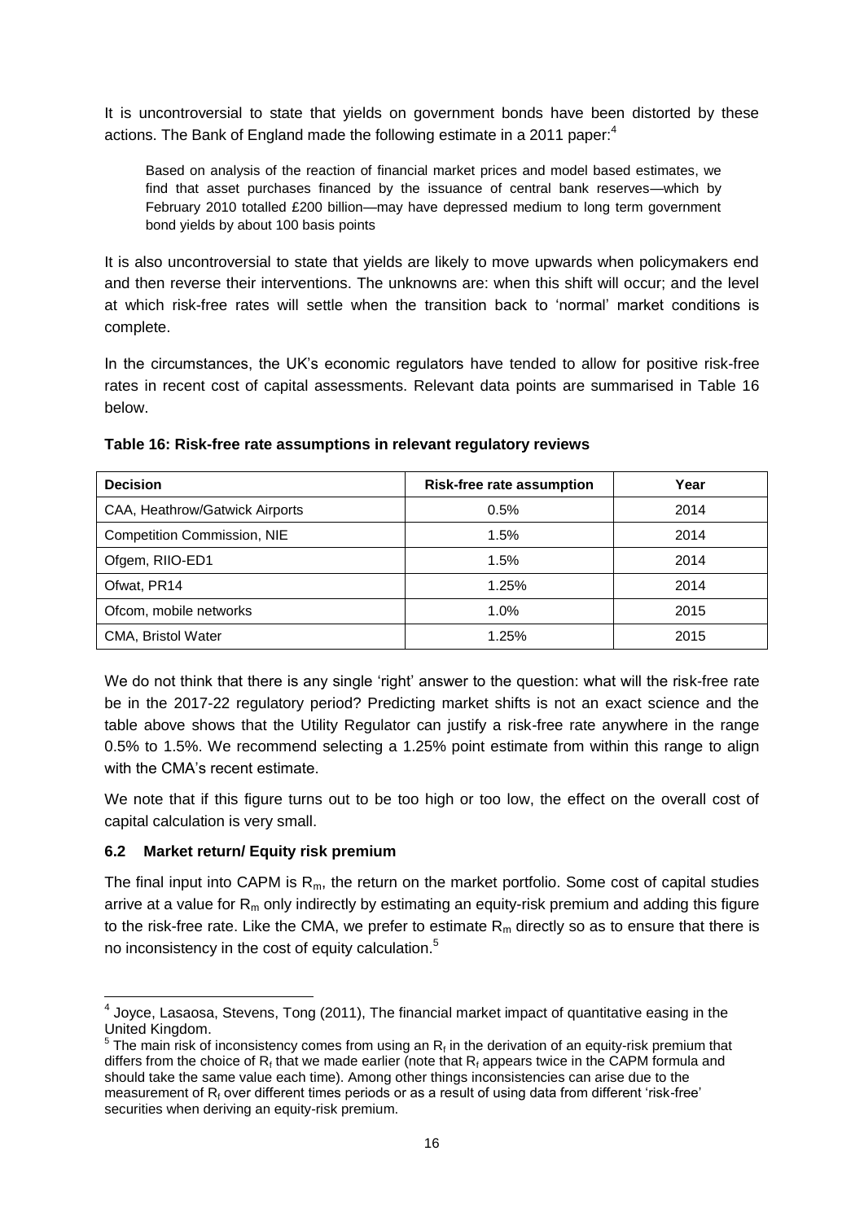It is uncontroversial to state that yields on government bonds have been distorted by these actions. The Bank of England made the following estimate in a 2011 paper:[4]

> Based on analysis of the reaction of financial market prices and model based estimates, we find that asset purchases financed by the issuance of central bank reserves—which by February 2010 totalled £200 billion—may have depressed medium to long term government bond yields by about 100 basis points

It is also uncontroversial to state that yields are likely to move upwards when policymakers end and then reverse their interventions. The unknowns are: when this shift will occur; and the level at which risk-free rates will settle when the transition back to 'normal' market conditions is complete.

In the circumstances, the UK's economic regulators have tended to allow for positive risk-free rates in recent cost of capital assessments. Relevant data points are summarised in Table 16 below.

**Table 16: Risk-free rate assumptions in relevant regulatory reviews**

| Decision | Risk-free rate assumption | Year |
| --- | --- | --- |
| CAA, Heathrow/Gatwick Airports | 0.5% | 2014 |
| Competition Commission, NIE | 1.5% | 2014 |
| Ofgem, RIIO-ED1 | 1.5% | 2014 |
| Ofwat, PR14 | 1.25% | 2014 |
| Ofcom, mobile networks | 1.0% | 2015 |
| CMA, Bristol Water | 1.25% | 2015 |

We do not think that there is any single 'right' answer to the question: what will the risk-free rate be in the 2017-22 regulatory period? Predicting market shifts is not an exact science and the table above shows that the Utility Regulator can justify a risk-free rate anywhere in the range 0.5% to 1.5%. We recommend selecting a 1.25% point estimate from within this range to align with the CMA's recent estimate.

We note that if this figure turns out to be too high or too low, the effect on the overall cost of capital calculation is very small.

### 6.2 Market return/ Equity risk premium

The final input into CAPM is $R_m$, the return on the market portfolio. Some cost of capital studies arrive at a value for $R_m$ only indirectly by estimating an equity-risk premium and adding this figure to the risk-free rate. Like the CMA, we prefer to estimate $R_m$ directly so as to ensure that there is no inconsistency in the cost of equity calculation.[5]

---

[4] Joyce, Lasaosa, Stevens, Tong (2011), The financial market impact of quantitative easing in the United Kingdom.

[5] The main risk of inconsistency comes from using an $R_f$ in the derivation of an equity-risk premium that differs from the choice of $R_f$ that we made earlier (note that $R_f$ appears twice in the CAPM formula and should take the same value each time). Among other things inconsistencies can arise due to the measurement of $R_f$ over different times periods or as a result of using data from different 'risk-free' securities when deriving an equity-risk premium.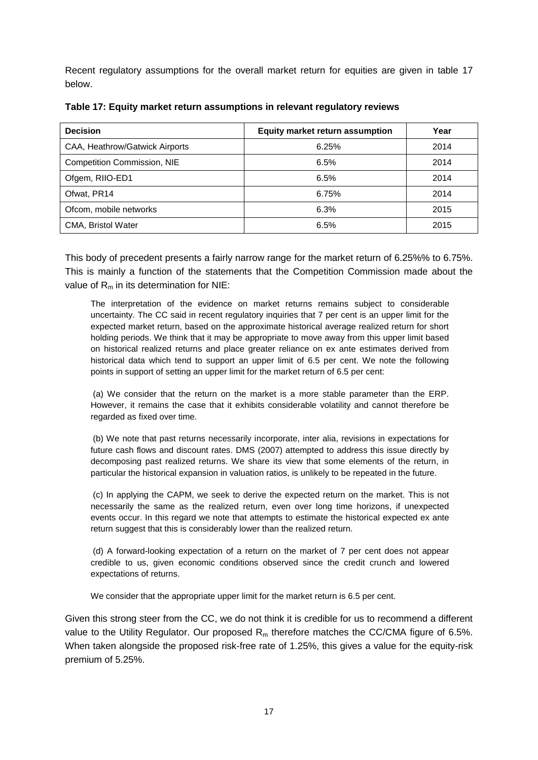Recent regulatory assumptions for the overall market return for equities are given in table 17 below.

**Table 17: Equity market return assumptions in relevant regulatory reviews**

| Decision | Equity market return assumption | Year |
|---|---|---|
| CAA, Heathrow/Gatwick Airports | 6.25% | 2014 |
| Competition Commission, NIE | 6.5% | 2014 |
| Ofgem, RIIO-ED1 | 6.5% | 2014 |
| Ofwat, PR14 | 6.75% | 2014 |
| Ofcom, mobile networks | 6.3% | 2015 |
| CMA, Bristol Water | 6.5% | 2015 |

This body of precedent presents a fairly narrow range for the market return of 6.25%% to 6.75%. This is mainly a function of the statements that the Competition Commission made about the value of $R_m$ in its determination for NIE:

> The interpretation of the evidence on market returns remains subject to considerable uncertainty. The CC said in recent regulatory inquiries that 7 per cent is an upper limit for the expected market return, based on the approximate historical average realized return for short holding periods. We think that it may be appropriate to move away from this upper limit based on historical realized returns and place greater reliance on ex ante estimates derived from historical data which tend to support an upper limit of 6.5 per cent. We note the following points in support of setting an upper limit for the market return of 6.5 per cent:
>
> (a) We consider that the return on the market is a more stable parameter than the ERP. However, it remains the case that it exhibits considerable volatility and cannot therefore be regarded as fixed over time.
>
> (b) We note that past returns necessarily incorporate, inter alia, revisions in expectations for future cash flows and discount rates. DMS (2007) attempted to address this issue directly by decomposing past realized returns. We share its view that some elements of the return, in particular the historical expansion in valuation ratios, is unlikely to be repeated in the future.
>
> (c) In applying the CAPM, we seek to derive the expected return on the market. This is not necessarily the same as the realized return, even over long time horizons, if unexpected events occur. In this regard we note that attempts to estimate the historical expected ex ante return suggest that this is considerably lower than the realized return.
>
> (d) A forward-looking expectation of a return on the market of 7 per cent does not appear credible to us, given economic conditions observed since the credit crunch and lowered expectations of returns.
>
> We consider that the appropriate upper limit for the market return is 6.5 per cent.

Given this strong steer from the CC, we do not think it is credible for us to recommend a different value to the Utility Regulator. Our proposed $R_m$ therefore matches the CC/CMA figure of 6.5%. When taken alongside the proposed risk-free rate of 1.25%, this gives a value for the equity-risk premium of 5.25%.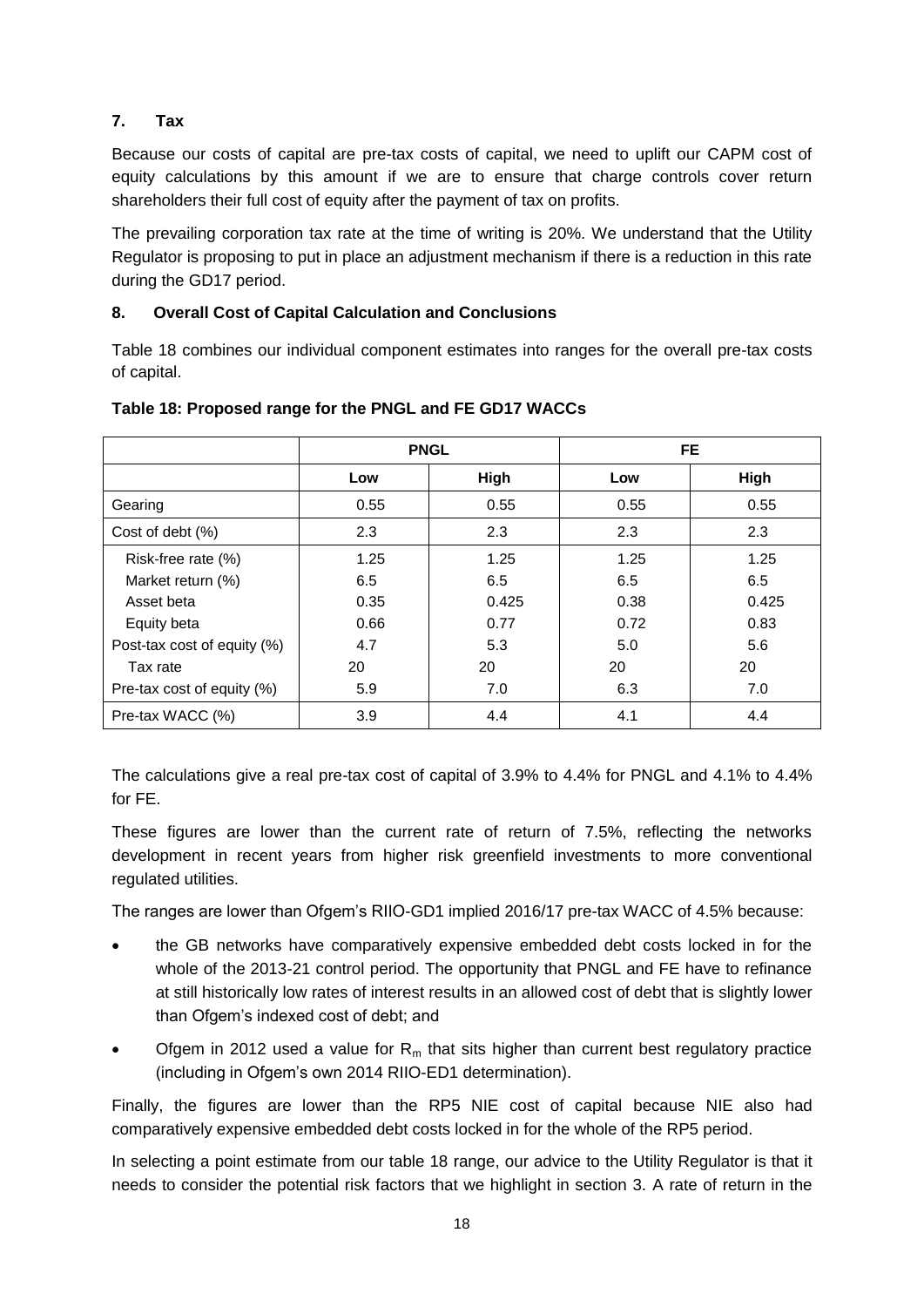## 7. Tax

Because our costs of capital are pre-tax costs of capital, we need to uplift our CAPM cost of equity calculations by this amount if we are to ensure that charge controls cover return shareholders their full cost of equity after the payment of tax on profits.

The prevailing corporation tax rate at the time of writing is 20%. We understand that the Utility Regulator is proposing to put in place an adjustment mechanism if there is a reduction in this rate during the GD17 period.

## 8. Overall Cost of Capital Calculation and Conclusions

Table 18 combines our individual component estimates into ranges for the overall pre-tax costs of capital.

**Table 18: Proposed range for the PNGL and FE GD17 WACCs**

| | PNGL | | FE | |
|---|---|---|---|---|
| | Low | High | Low | High |
| Gearing | 0.55 | 0.55 | 0.55 | 0.55 |
| Cost of debt (%) | 2.3 | 2.3 | 2.3 | 2.3 |
| Risk-free rate (%) | 1.25 | 1.25 | 1.25 | 1.25 |
| Market return (%) | 6.5 | 6.5 | 6.5 | 6.5 |
| Asset beta | 0.35 | 0.425 | 0.38 | 0.425 |
| Equity beta | 0.66 | 0.77 | 0.72 | 0.83 |
| Post-tax cost of equity (%) | 4.7 | 5.3 | 5.0 | 5.6 |
| Tax rate | 20 | 20 | 20 | 20 |
| Pre-tax cost of equity (%) | 5.9 | 7.0 | 6.3 | 7.0 |
| Pre-tax WACC (%) | 3.9 | 4.4 | 4.1 | 4.4 |

The calculations give a real pre-tax cost of capital of 3.9% to 4.4% for PNGL and 4.1% to 4.4% for FE.

These figures are lower than the current rate of return of 7.5%, reflecting the networks development in recent years from higher risk greenfield investments to more conventional regulated utilities.

The ranges are lower than Ofgem's RIIO-GD1 implied 2016/17 pre-tax WACC of 4.5% because:

- the GB networks have comparatively expensive embedded debt costs locked in for the whole of the 2013-21 control period. The opportunity that PNGL and FE have to refinance at still historically low rates of interest results in an allowed cost of debt that is slightly lower than Ofgem's indexed cost of debt; and
- Ofgem in 2012 used a value for $R_m$ that sits higher than current best regulatory practice (including in Ofgem's own 2014 RIIO-ED1 determination).

Finally, the figures are lower than the RP5 NIE cost of capital because NIE also had comparatively expensive embedded debt costs locked in for the whole of the RP5 period.

In selecting a point estimate from our table 18 range, our advice to the Utility Regulator is that it needs to consider the potential risk factors that we highlight in section 3. A rate of return in the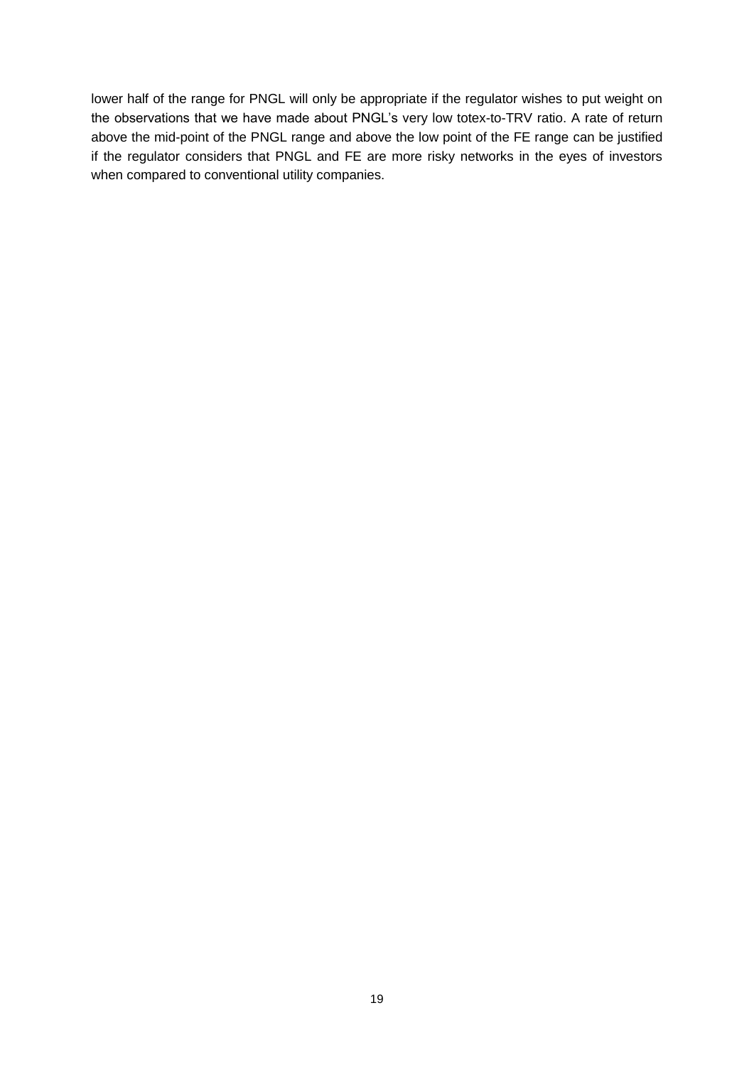lower half of the range for PNGL will only be appropriate if the regulator wishes to put weight on the observations that we have made about PNGL's very low totex-to-TRV ratio. A rate of return above the mid-point of the PNGL range and above the low point of the FE range can be justified if the regulator considers that PNGL and FE are more risky networks in the eyes of investors when compared to conventional utility companies.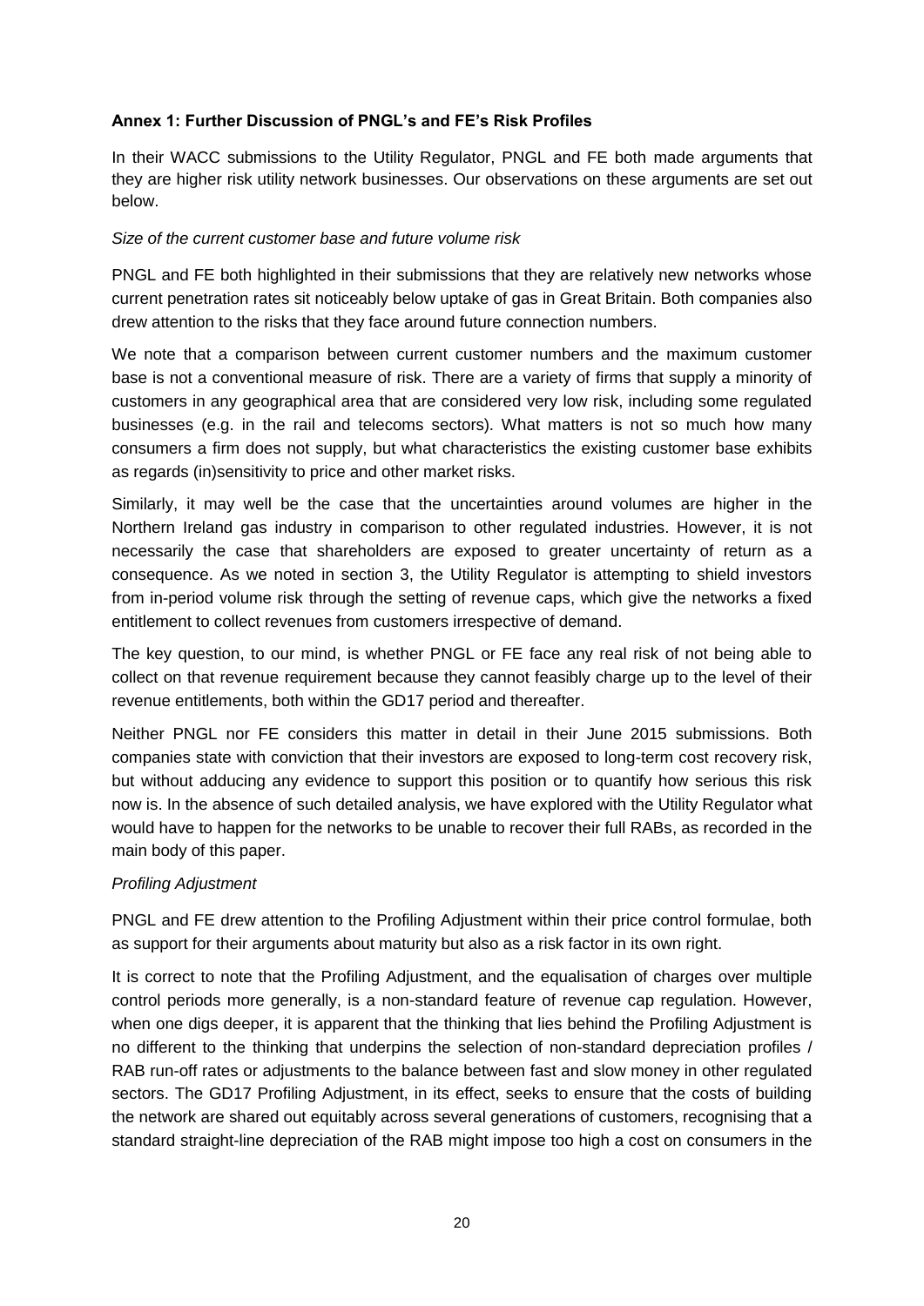#### Annex 1: Further Discussion of PNGL's and FE's Risk Profiles

In their WACC submissions to the Utility Regulator, PNGL and FE both made arguments that they are higher risk utility network businesses. Our observations on these arguments are set out below.

*Size of the current customer base and future volume risk*

PNGL and FE both highlighted in their submissions that they are relatively new networks whose current penetration rates sit noticeably below uptake of gas in Great Britain. Both companies also drew attention to the risks that they face around future connection numbers.

We note that a comparison between current customer numbers and the maximum customer base is not a conventional measure of risk. There are a variety of firms that supply a minority of customers in any geographical area that are considered very low risk, including some regulated businesses (e.g. in the rail and telecoms sectors). What matters is not so much how many consumers a firm does not supply, but what characteristics the existing customer base exhibits as regards (in)sensitivity to price and other market risks.

Similarly, it may well be the case that the uncertainties around volumes are higher in the Northern Ireland gas industry in comparison to other regulated industries. However, it is not necessarily the case that shareholders are exposed to greater uncertainty of return as a consequence. As we noted in section 3, the Utility Regulator is attempting to shield investors from in-period volume risk through the setting of revenue caps, which give the networks a fixed entitlement to collect revenues from customers irrespective of demand.

The key question, to our mind, is whether PNGL or FE face any real risk of not being able to collect on that revenue requirement because they cannot feasibly charge up to the level of their revenue entitlements, both within the GD17 period and thereafter.

Neither PNGL nor FE considers this matter in detail in their June 2015 submissions. Both companies state with conviction that their investors are exposed to long-term cost recovery risk, but without adducing any evidence to support this position or to quantify how serious this risk now is. In the absence of such detailed analysis, we have explored with the Utility Regulator what would have to happen for the networks to be unable to recover their full RABs, as recorded in the main body of this paper.

*Profiling Adjustment*

PNGL and FE drew attention to the Profiling Adjustment within their price control formulae, both as support for their arguments about maturity but also as a risk factor in its own right.

It is correct to note that the Profiling Adjustment, and the equalisation of charges over multiple control periods more generally, is a non-standard feature of revenue cap regulation. However, when one digs deeper, it is apparent that the thinking that lies behind the Profiling Adjustment is no different to the thinking that underpins the selection of non-standard depreciation profiles / RAB run-off rates or adjustments to the balance between fast and slow money in other regulated sectors. The GD17 Profiling Adjustment, in its effect, seeks to ensure that the costs of building the network are shared out equitably across several generations of customers, recognising that a standard straight-line depreciation of the RAB might impose too high a cost on consumers in the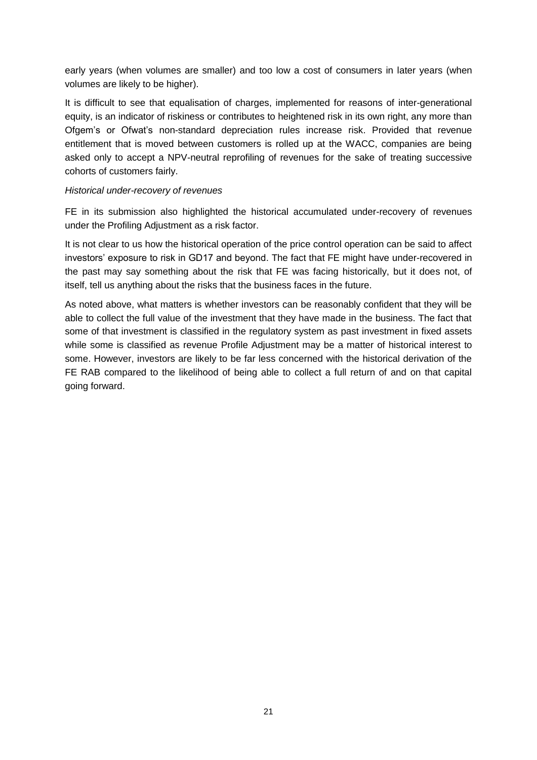early years (when volumes are smaller) and too low a cost of consumers in later years (when volumes are likely to be higher).

It is difficult to see that equalisation of charges, implemented for reasons of inter-generational equity, is an indicator of riskiness or contributes to heightened risk in its own right, any more than Ofgem's or Ofwat's non-standard depreciation rules increase risk. Provided that revenue entitlement that is moved between customers is rolled up at the WACC, companies are being asked only to accept a NPV-neutral reprofiling of revenues for the sake of treating successive cohorts of customers fairly.

*Historical under-recovery of revenues*

FE in its submission also highlighted the historical accumulated under-recovery of revenues under the Profiling Adjustment as a risk factor.

It is not clear to us how the historical operation of the price control operation can be said to affect investors' exposure to risk in GD17 and beyond. The fact that FE might have under-recovered in the past may say something about the risk that FE was facing historically, but it does not, of itself, tell us anything about the risks that the business faces in the future.

As noted above, what matters is whether investors can be reasonably confident that they will be able to collect the full value of the investment that they have made in the business. The fact that some of that investment is classified in the regulatory system as past investment in fixed assets while some is classified as revenue Profile Adjustment may be a matter of historical interest to some. However, investors are likely to be far less concerned with the historical derivation of the FE RAB compared to the likelihood of being able to collect a full return of and on that capital going forward.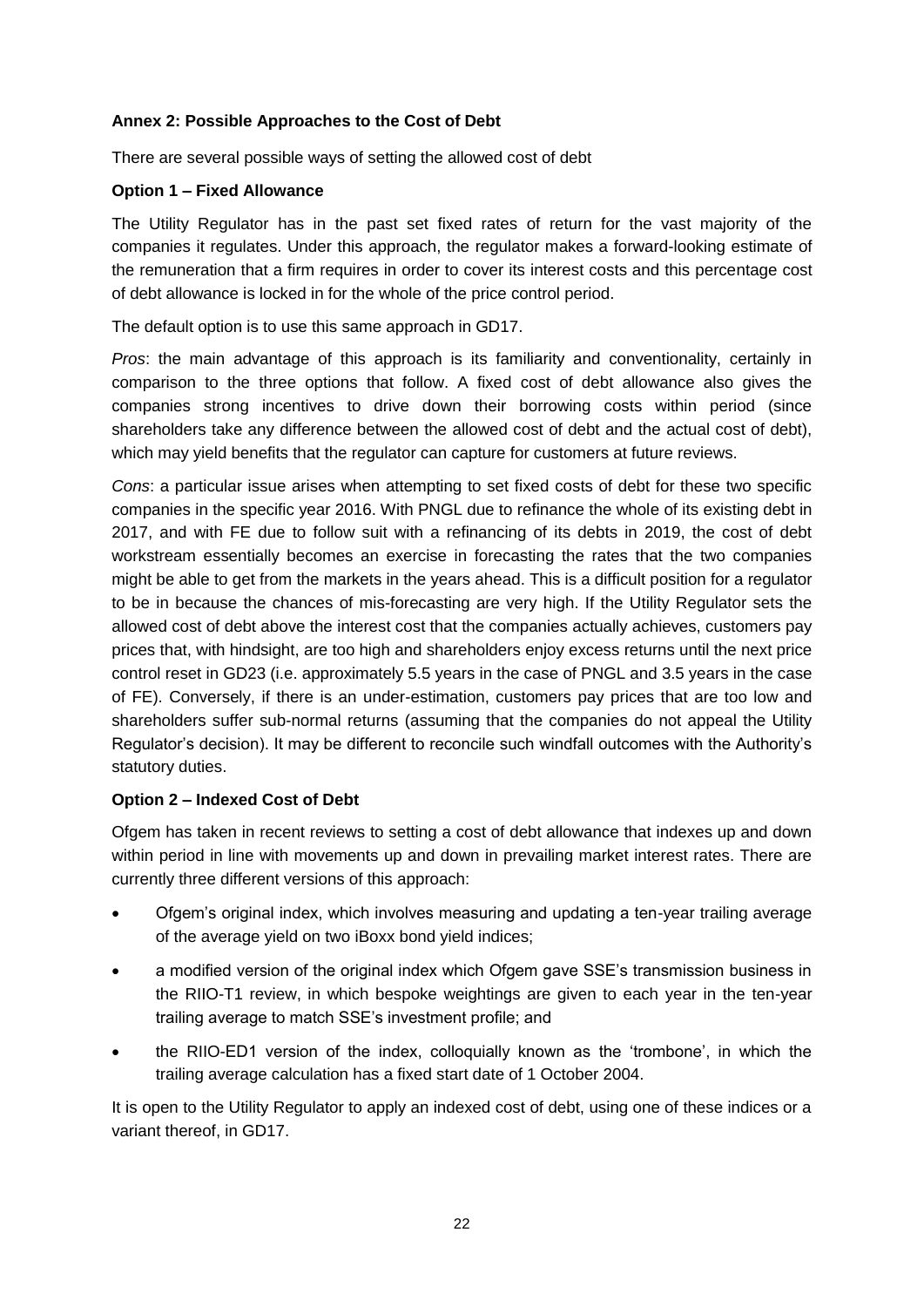**Annex 2: Possible Approaches to the Cost of Debt**

There are several possible ways of setting the allowed cost of debt

**Option 1 – Fixed Allowance**

The Utility Regulator has in the past set fixed rates of return for the vast majority of the companies it regulates. Under this approach, the regulator makes a forward-looking estimate of the remuneration that a firm requires in order to cover its interest costs and this percentage cost of debt allowance is locked in for the whole of the price control period.

The default option is to use this same approach in GD17.

*Pros*: the main advantage of this approach is its familiarity and conventionality, certainly in comparison to the three options that follow. A fixed cost of debt allowance also gives the companies strong incentives to drive down their borrowing costs within period (since shareholders take any difference between the allowed cost of debt and the actual cost of debt), which may yield benefits that the regulator can capture for customers at future reviews.

*Cons*: a particular issue arises when attempting to set fixed costs of debt for these two specific companies in the specific year 2016. With PNGL due to refinance the whole of its existing debt in 2017, and with FE due to follow suit with a refinancing of its debts in 2019, the cost of debt workstream essentially becomes an exercise in forecasting the rates that the two companies might be able to get from the markets in the years ahead. This is a difficult position for a regulator to be in because the chances of mis-forecasting are very high. If the Utility Regulator sets the allowed cost of debt above the interest cost that the companies actually achieves, customers pay prices that, with hindsight, are too high and shareholders enjoy excess returns until the next price control reset in GD23 (i.e. approximately 5.5 years in the case of PNGL and 3.5 years in the case of FE). Conversely, if there is an under-estimation, customers pay prices that are too low and shareholders suffer sub-normal returns (assuming that the companies do not appeal the Utility Regulator's decision). It may be different to reconcile such windfall outcomes with the Authority's statutory duties.

**Option 2 – Indexed Cost of Debt**

Ofgem has taken in recent reviews to setting a cost of debt allowance that indexes up and down within period in line with movements up and down in prevailing market interest rates. There are currently three different versions of this approach:

- Ofgem's original index, which involves measuring and updating a ten-year trailing average of the average yield on two iBoxx bond yield indices;
- a modified version of the original index which Ofgem gave SSE's transmission business in the RIIO-T1 review, in which bespoke weightings are given to each year in the ten-year trailing average to match SSE's investment profile; and
- the RIIO-ED1 version of the index, colloquially known as the 'trombone', in which the trailing average calculation has a fixed start date of 1 October 2004.

It is open to the Utility Regulator to apply an indexed cost of debt, using one of these indices or a variant thereof, in GD17.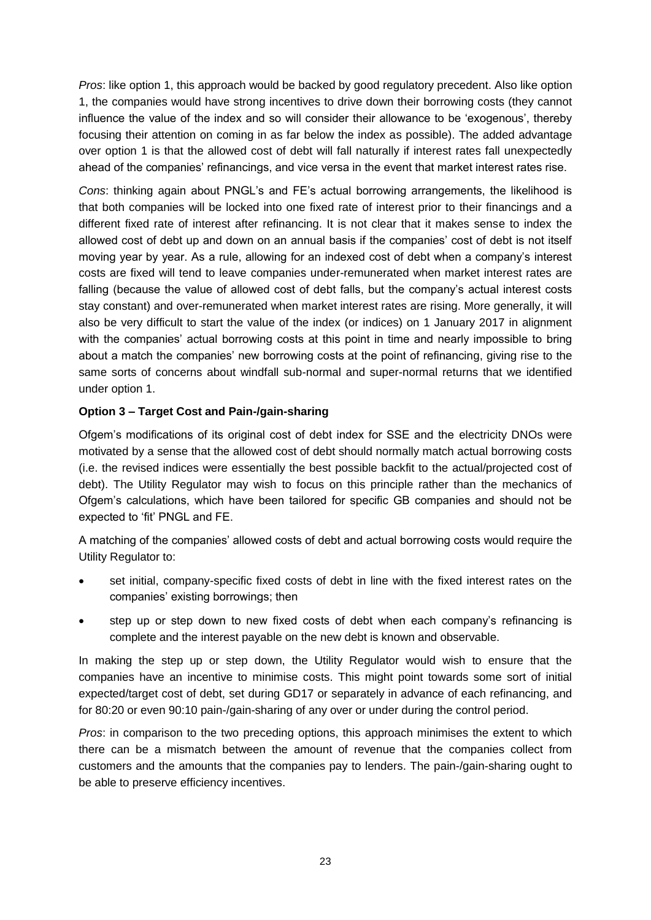*Pros*: like option 1, this approach would be backed by good regulatory precedent. Also like option 1, the companies would have strong incentives to drive down their borrowing costs (they cannot influence the value of the index and so will consider their allowance to be 'exogenous', thereby focusing their attention on coming in as far below the index as possible). The added advantage over option 1 is that the allowed cost of debt will fall naturally if interest rates fall unexpectedly ahead of the companies' refinancings, and vice versa in the event that market interest rates rise.

*Cons*: thinking again about PNGL's and FE's actual borrowing arrangements, the likelihood is that both companies will be locked into one fixed rate of interest prior to their financings and a different fixed rate of interest after refinancing. It is not clear that it makes sense to index the allowed cost of debt up and down on an annual basis if the companies' cost of debt is not itself moving year by year. As a rule, allowing for an indexed cost of debt when a company's interest costs are fixed will tend to leave companies under-remunerated when market interest rates are falling (because the value of allowed cost of debt falls, but the company's actual interest costs stay constant) and over-remunerated when market interest rates are rising. More generally, it will also be very difficult to start the value of the index (or indices) on 1 January 2017 in alignment with the companies' actual borrowing costs at this point in time and nearly impossible to bring about a match the companies' new borrowing costs at the point of refinancing, giving rise to the same sorts of concerns about windfall sub-normal and super-normal returns that we identified under option 1.

**Option 3 – Target Cost and Pain-/gain-sharing**

Ofgem's modifications of its original cost of debt index for SSE and the electricity DNOs were motivated by a sense that the allowed cost of debt should normally match actual borrowing costs (i.e. the revised indices were essentially the best possible backfit to the actual/projected cost of debt). The Utility Regulator may wish to focus on this principle rather than the mechanics of Ofgem's calculations, which have been tailored for specific GB companies and should not be expected to 'fit' PNGL and FE.

A matching of the companies' allowed costs of debt and actual borrowing costs would require the Utility Regulator to:

- set initial, company-specific fixed costs of debt in line with the fixed interest rates on the companies' existing borrowings; then
- step up or step down to new fixed costs of debt when each company's refinancing is complete and the interest payable on the new debt is known and observable.

In making the step up or step down, the Utility Regulator would wish to ensure that the companies have an incentive to minimise costs. This might point towards some sort of initial expected/target cost of debt, set during GD17 or separately in advance of each refinancing, and for 80:20 or even 90:10 pain-/gain-sharing of any over or under during the control period.

*Pros*: in comparison to the two preceding options, this approach minimises the extent to which there can be a mismatch between the amount of revenue that the companies collect from customers and the amounts that the companies pay to lenders. The pain-/gain-sharing ought to be able to preserve efficiency incentives.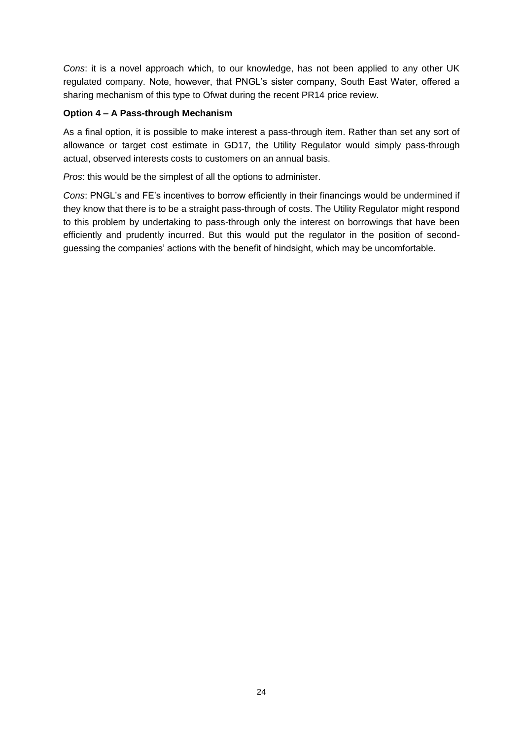*Cons*: it is a novel approach which, to our knowledge, has not been applied to any other UK regulated company. Note, however, that PNGL's sister company, South East Water, offered a sharing mechanism of this type to Ofwat during the recent PR14 price review.

**Option 4 – A Pass-through Mechanism**

As a final option, it is possible to make interest a pass-through item. Rather than set any sort of allowance or target cost estimate in GD17, the Utility Regulator would simply pass-through actual, observed interests costs to customers on an annual basis.

*Pros*: this would be the simplest of all the options to administer.

*Cons*: PNGL's and FE's incentives to borrow efficiently in their financings would be undermined if they know that there is to be a straight pass-through of costs. The Utility Regulator might respond to this problem by undertaking to pass-through only the interest on borrowings that have been efficiently and prudently incurred. But this would put the regulator in the position of second-guessing the companies' actions with the benefit of hindsight, which may be uncomfortable.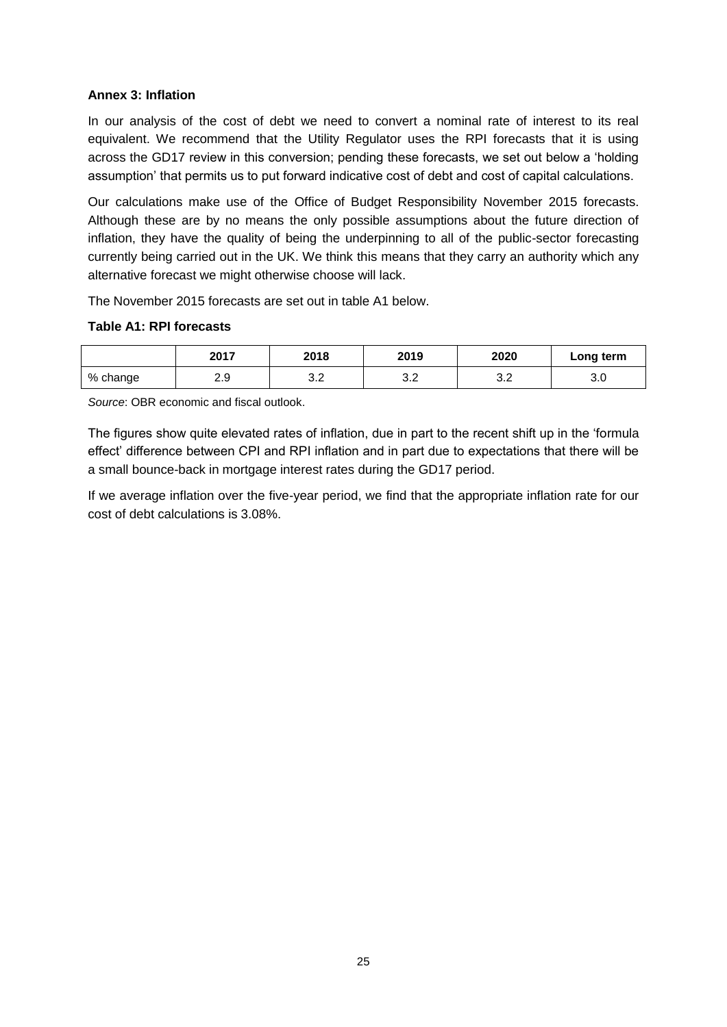## Annex 3: Inflation

In our analysis of the cost of debt we need to convert a nominal rate of interest to its real equivalent. We recommend that the Utility Regulator uses the RPI forecasts that it is using across the GD17 review in this conversion; pending these forecasts, we set out below a 'holding assumption' that permits us to put forward indicative cost of debt and cost of capital calculations.

Our calculations make use of the Office of Budget Responsibility November 2015 forecasts. Although these are by no means the only possible assumptions about the future direction of inflation, they have the quality of being the underpinning to all of the public-sector forecasting currently being carried out in the UK. We think this means that they carry an authority which any alternative forecast we might otherwise choose will lack.

The November 2015 forecasts are set out in table A1 below.

**Table A1: RPI forecasts**

| | 2017 | 2018 | 2019 | 2020 | Long term |
|---|---|---|---|---|---|
| % change | 2.9 | 3.2 | 3.2 | 3.2 | 3.0 |

*Source*: OBR economic and fiscal outlook.

The figures show quite elevated rates of inflation, due in part to the recent shift up in the 'formula effect' difference between CPI and RPI inflation and in part due to expectations that there will be a small bounce-back in mortgage interest rates during the GD17 period.

If we average inflation over the five-year period, we find that the appropriate inflation rate for our cost of debt calculations is 3.08%.